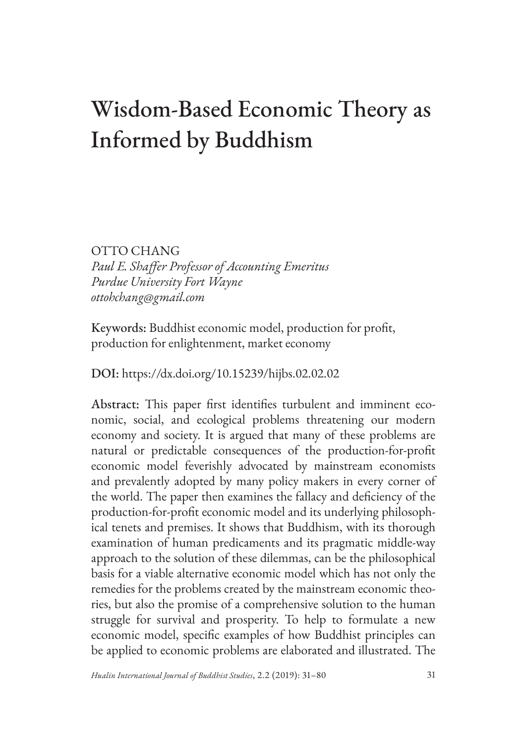# Wisdom-Based Economic Theory as Informed by Buddhism

OTTO CHANG
*Paul E. Shaffer Professor of Accounting Emeritus*
*Purdue University Fort Wayne*
*ottohchang@gmail.com*

**Keywords:** Buddhist economic model, production for profit, production for enlightenment, market economy

**DOI:** https://dx.doi.org/10.15239/hijbs.02.02.02

**Abstract:** This paper first identifies turbulent and imminent economic, social, and ecological problems threatening our modern economy and society. It is argued that many of these problems are natural or predictable consequences of the production-for-profit economic model feverishly advocated by mainstream economists and prevalently adopted by many policy makers in every corner of the world. The paper then examines the fallacy and deficiency of the production-for-profit economic model and its underlying philosophical tenets and premises. It shows that Buddhism, with its thorough examination of human predicaments and its pragmatic middle-way approach to the solution of these dilemmas, can be the philosophical basis for a viable alternative economic model which has not only the remedies for the problems created by the mainstream economic theories, but also the promise of a comprehensive solution to the human struggle for survival and prosperity. To help to formulate a new economic model, specific examples of how Buddhist principles can be applied to economic problems are elaborated and illustrated. The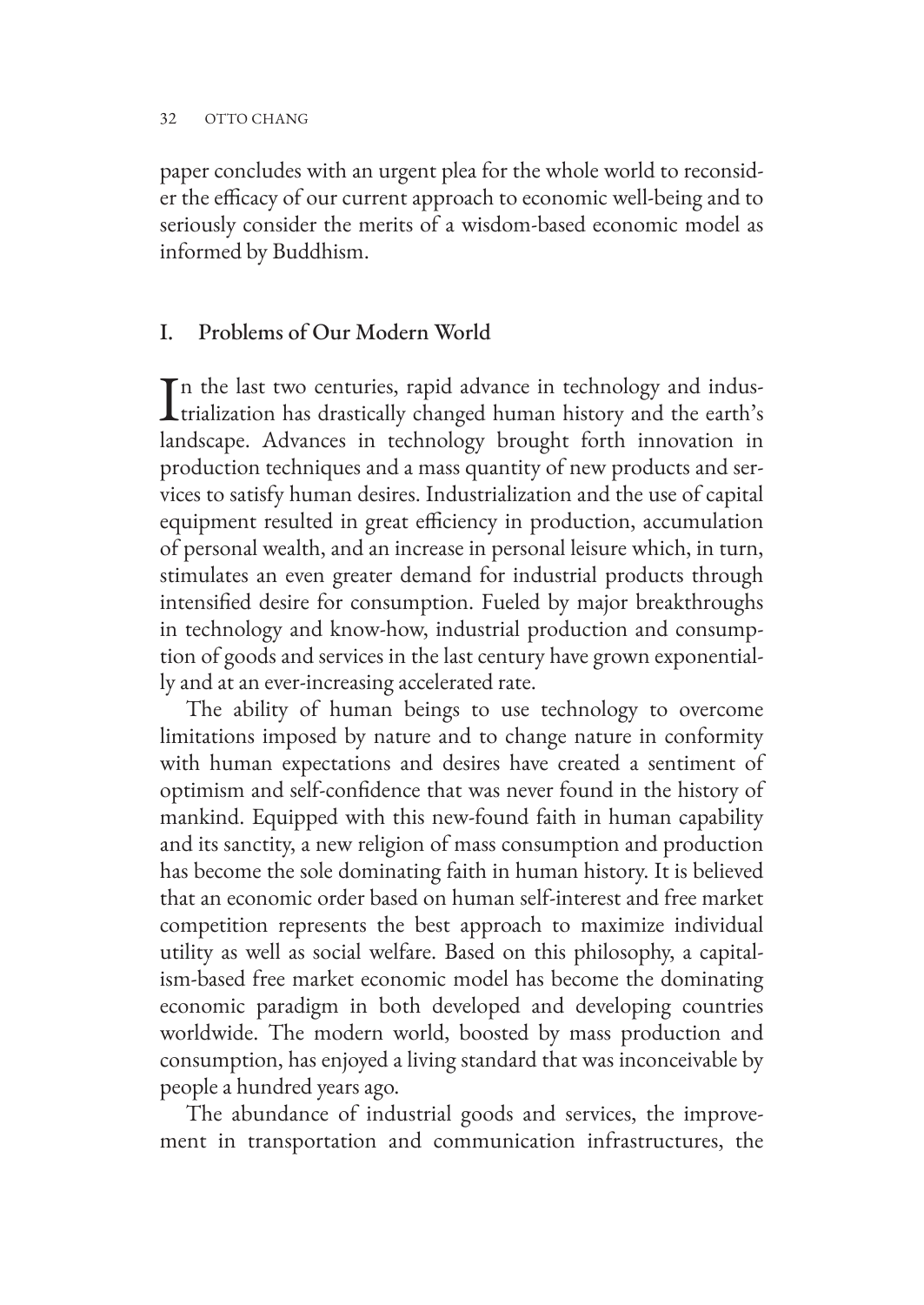paper concludes with an urgent plea for the whole world to reconsider the efficacy of our current approach to economic well-being and to seriously consider the merits of a wisdom-based economic model as informed by Buddhism.

## I. Problems of Our Modern World

In the last two centuries, rapid advance in technology and industrialization has drastically changed human history and the earth's landscape. Advances in technology brought forth innovation in production techniques and a mass quantity of new products and services to satisfy human desires. Industrialization and the use of capital equipment resulted in great efficiency in production, accumulation of personal wealth, and an increase in personal leisure which, in turn, stimulates an even greater demand for industrial products through intensified desire for consumption. Fueled by major breakthroughs in technology and know-how, industrial production and consumption of goods and services in the last century have grown exponentially and at an ever-increasing accelerated rate.

The ability of human beings to use technology to overcome limitations imposed by nature and to change nature in conformity with human expectations and desires have created a sentiment of optimism and self-confidence that was never found in the history of mankind. Equipped with this new-found faith in human capability and its sanctity, a new religion of mass consumption and production has become the sole dominating faith in human history. It is believed that an economic order based on human self-interest and free market competition represents the best approach to maximize individual utility as well as social welfare. Based on this philosophy, a capitalism-based free market economic model has become the dominating economic paradigm in both developed and developing countries worldwide. The modern world, boosted by mass production and consumption, has enjoyed a living standard that was inconceivable by people a hundred years ago.

The abundance of industrial goods and services, the improvement in transportation and communication infrastructures, the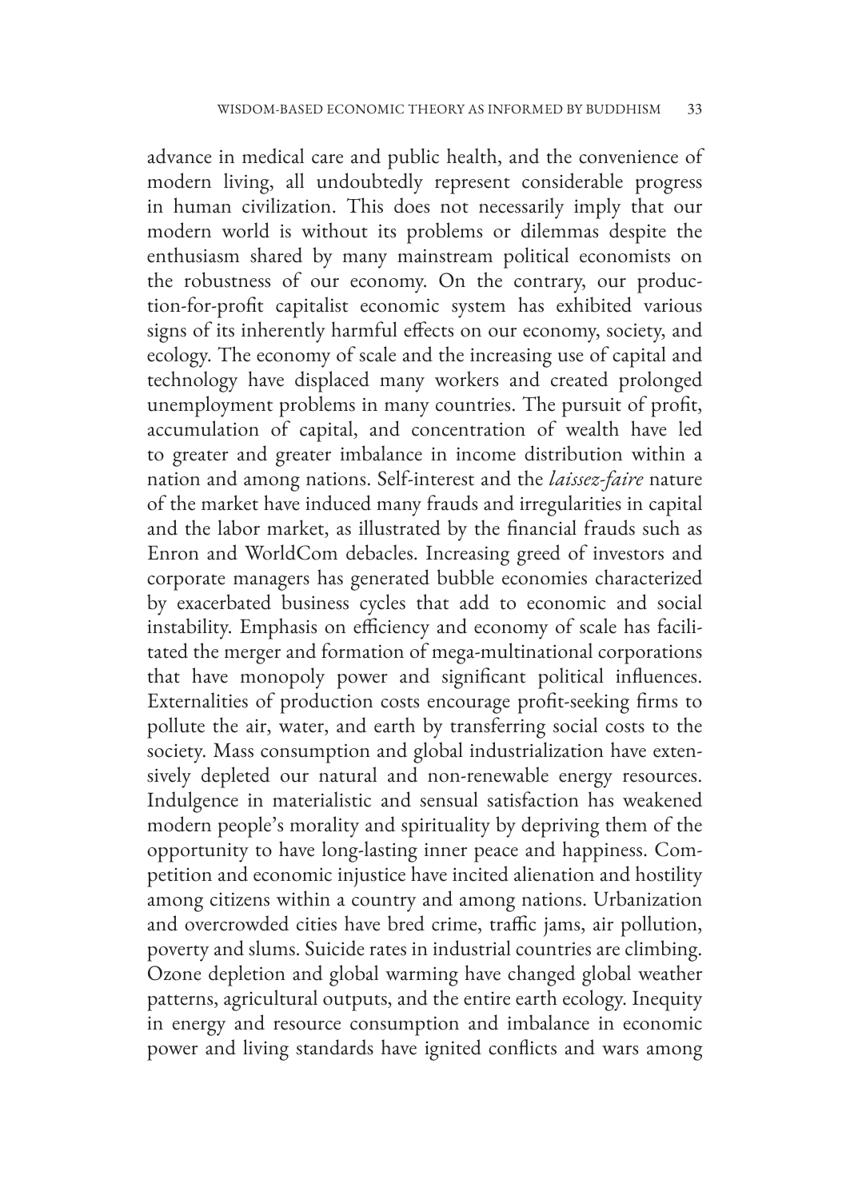advance in medical care and public health, and the convenience of modern living, all undoubtedly represent considerable progress in human civilization. This does not necessarily imply that our modern world is without its problems or dilemmas despite the enthusiasm shared by many mainstream political economists on the robustness of our economy. On the contrary, our production-for-profit capitalist economic system has exhibited various signs of its inherently harmful effects on our economy, society, and ecology. The economy of scale and the increasing use of capital and technology have displaced many workers and created prolonged unemployment problems in many countries. The pursuit of profit, accumulation of capital, and concentration of wealth have led to greater and greater imbalance in income distribution within a nation and among nations. Self-interest and the *laissez-faire* nature of the market have induced many frauds and irregularities in capital and the labor market, as illustrated by the financial frauds such as Enron and WorldCom debacles. Increasing greed of investors and corporate managers has generated bubble economies characterized by exacerbated business cycles that add to economic and social instability. Emphasis on efficiency and economy of scale has facilitated the merger and formation of mega-multinational corporations that have monopoly power and significant political influences. Externalities of production costs encourage profit-seeking firms to pollute the air, water, and earth by transferring social costs to the society. Mass consumption and global industrialization have extensively depleted our natural and non-renewable energy resources. Indulgence in materialistic and sensual satisfaction has weakened modern people's morality and spirituality by depriving them of the opportunity to have long-lasting inner peace and happiness. Competition and economic injustice have incited alienation and hostility among citizens within a country and among nations. Urbanization and overcrowded cities have bred crime, traffic jams, air pollution, poverty and slums. Suicide rates in industrial countries are climbing. Ozone depletion and global warming have changed global weather patterns, agricultural outputs, and the entire earth ecology. Inequity in energy and resource consumption and imbalance in economic power and living standards have ignited conflicts and wars among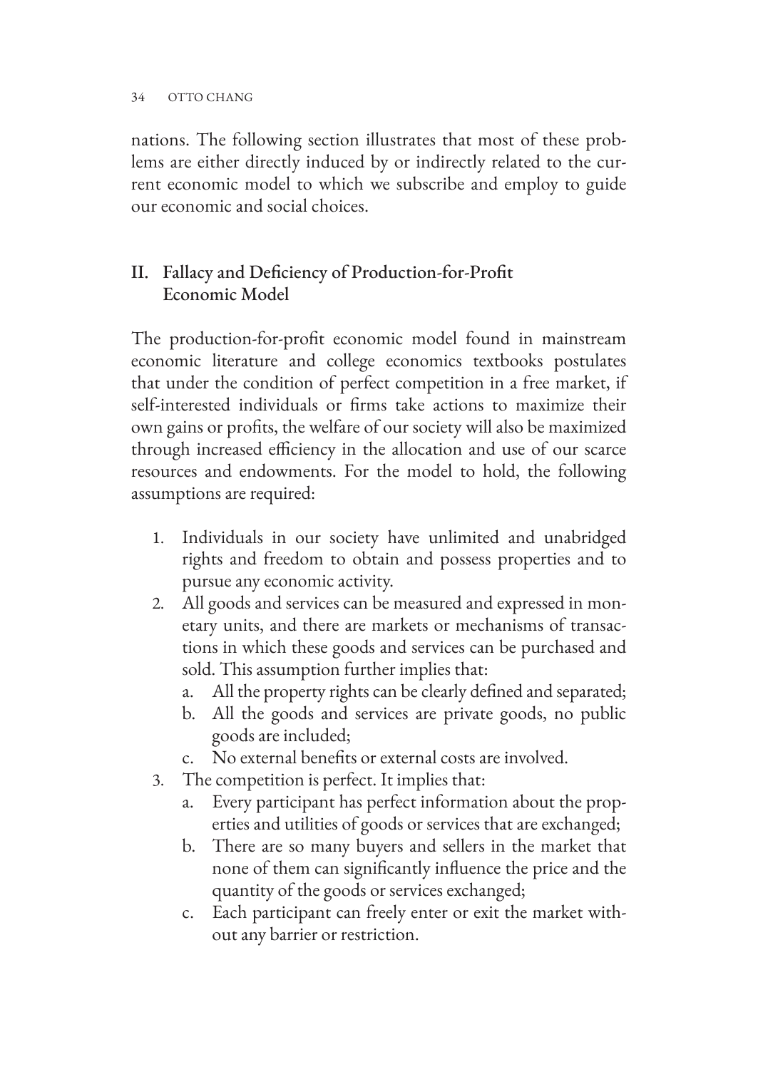nations. The following section illustrates that most of these problems are either directly induced by or indirectly related to the current economic model to which we subscribe and employ to guide our economic and social choices.

## II. Fallacy and Deficiency of Production-for-Profit Economic Model

The production-for-profit economic model found in mainstream economic literature and college economics textbooks postulates that under the condition of perfect competition in a free market, if self-interested individuals or firms take actions to maximize their own gains or profits, the welfare of our society will also be maximized through increased efficiency in the allocation and use of our scarce resources and endowments. For the model to hold, the following assumptions are required:

1. Individuals in our society have unlimited and unabridged rights and freedom to obtain and possess properties and to pursue any economic activity.
2. All goods and services can be measured and expressed in monetary units, and there are markets or mechanisms of transactions in which these goods and services can be purchased and sold. This assumption further implies that:
    a. All the property rights can be clearly defined and separated;
    b. All the goods and services are private goods, no public goods are included;
    c. No external benefits or external costs are involved.
3. The competition is perfect. It implies that:
    a. Every participant has perfect information about the properties and utilities of goods or services that are exchanged;
    b. There are so many buyers and sellers in the market that none of them can significantly influence the price and the quantity of the goods or services exchanged;
    c. Each participant can freely enter or exit the market without any barrier or restriction.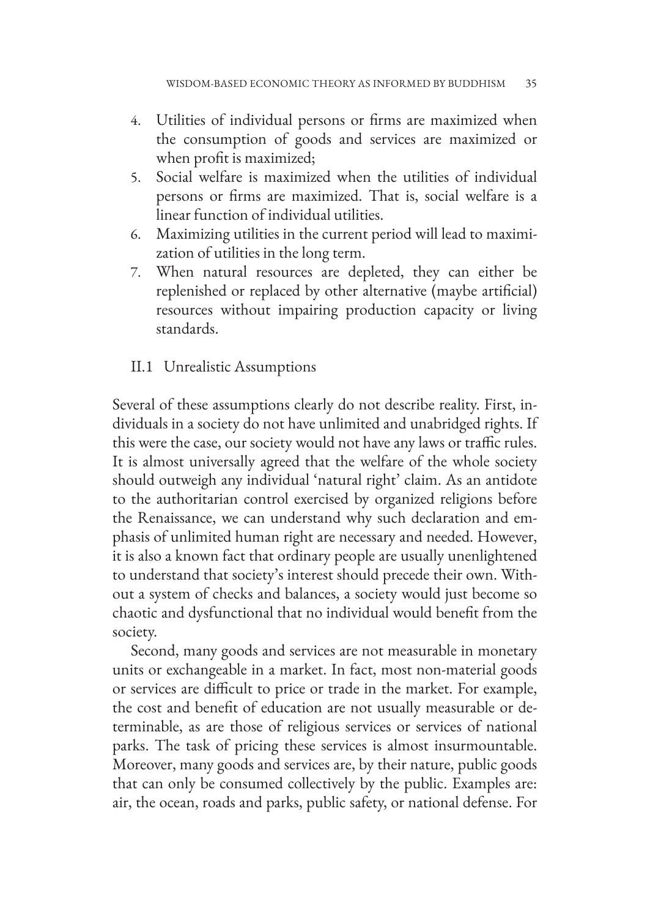4. Utilities of individual persons or firms are maximized when the consumption of goods and services are maximized or when profit is maximized;
5. Social welfare is maximized when the utilities of individual persons or firms are maximized. That is, social welfare is a linear function of individual utilities.
6. Maximizing utilities in the current period will lead to maximization of utilities in the long term.
7. When natural resources are depleted, they can either be replenished or replaced by other alternative (maybe artificial) resources without impairing production capacity or living standards.

### II.1 Unrealistic Assumptions

Several of these assumptions clearly do not describe reality. First, individuals in a society do not have unlimited and unabridged rights. If this were the case, our society would not have any laws or traffic rules. It is almost universally agreed that the welfare of the whole society should outweigh any individual 'natural right' claim. As an antidote to the authoritarian control exercised by organized religions before the Renaissance, we can understand why such declaration and emphasis of unlimited human right are necessary and needed. However, it is also a known fact that ordinary people are usually unenlightened to understand that society's interest should precede their own. Without a system of checks and balances, a society would just become so chaotic and dysfunctional that no individual would benefit from the society.

Second, many goods and services are not measurable in monetary units or exchangeable in a market. In fact, most non-material goods or services are difficult to price or trade in the market. For example, the cost and benefit of education are not usually measurable or determinable, as are those of religious services or services of national parks. The task of pricing these services is almost insurmountable. Moreover, many goods and services are, by their nature, public goods that can only be consumed collectively by the public. Examples are: air, the ocean, roads and parks, public safety, or national defense. For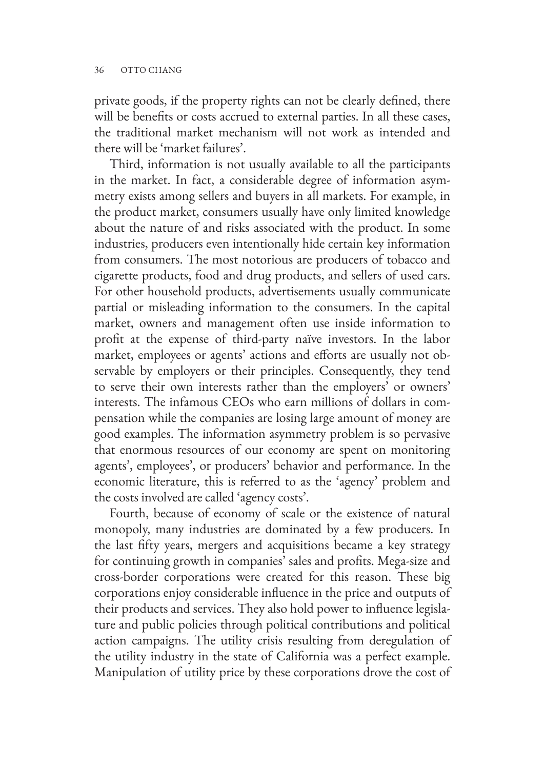private goods, if the property rights can not be clearly defined, there will be benefits or costs accrued to external parties. In all these cases, the traditional market mechanism will not work as intended and there will be 'market failures'.

Third, information is not usually available to all the participants in the market. In fact, a considerable degree of information asymmetry exists among sellers and buyers in all markets. For example, in the product market, consumers usually have only limited knowledge about the nature of and risks associated with the product. In some industries, producers even intentionally hide certain key information from consumers. The most notorious are producers of tobacco and cigarette products, food and drug products, and sellers of used cars. For other household products, advertisements usually communicate partial or misleading information to the consumers. In the capital market, owners and management often use inside information to profit at the expense of third-party naïve investors. In the labor market, employees or agents' actions and efforts are usually not observable by employers or their principles. Consequently, they tend to serve their own interests rather than the employers' or owners' interests. The infamous CEOs who earn millions of dollars in compensation while the companies are losing large amount of money are good examples. The information asymmetry problem is so pervasive that enormous resources of our economy are spent on monitoring agents', employees', or producers' behavior and performance. In the economic literature, this is referred to as the 'agency' problem and the costs involved are called 'agency costs'.

Fourth, because of economy of scale or the existence of natural monopoly, many industries are dominated by a few producers. In the last fifty years, mergers and acquisitions became a key strategy for continuing growth in companies' sales and profits. Mega-size and cross-border corporations were created for this reason. These big corporations enjoy considerable influence in the price and outputs of their products and services. They also hold power to influence legislature and public policies through political contributions and political action campaigns. The utility crisis resulting from deregulation of the utility industry in the state of California was a perfect example. Manipulation of utility price by these corporations drove the cost of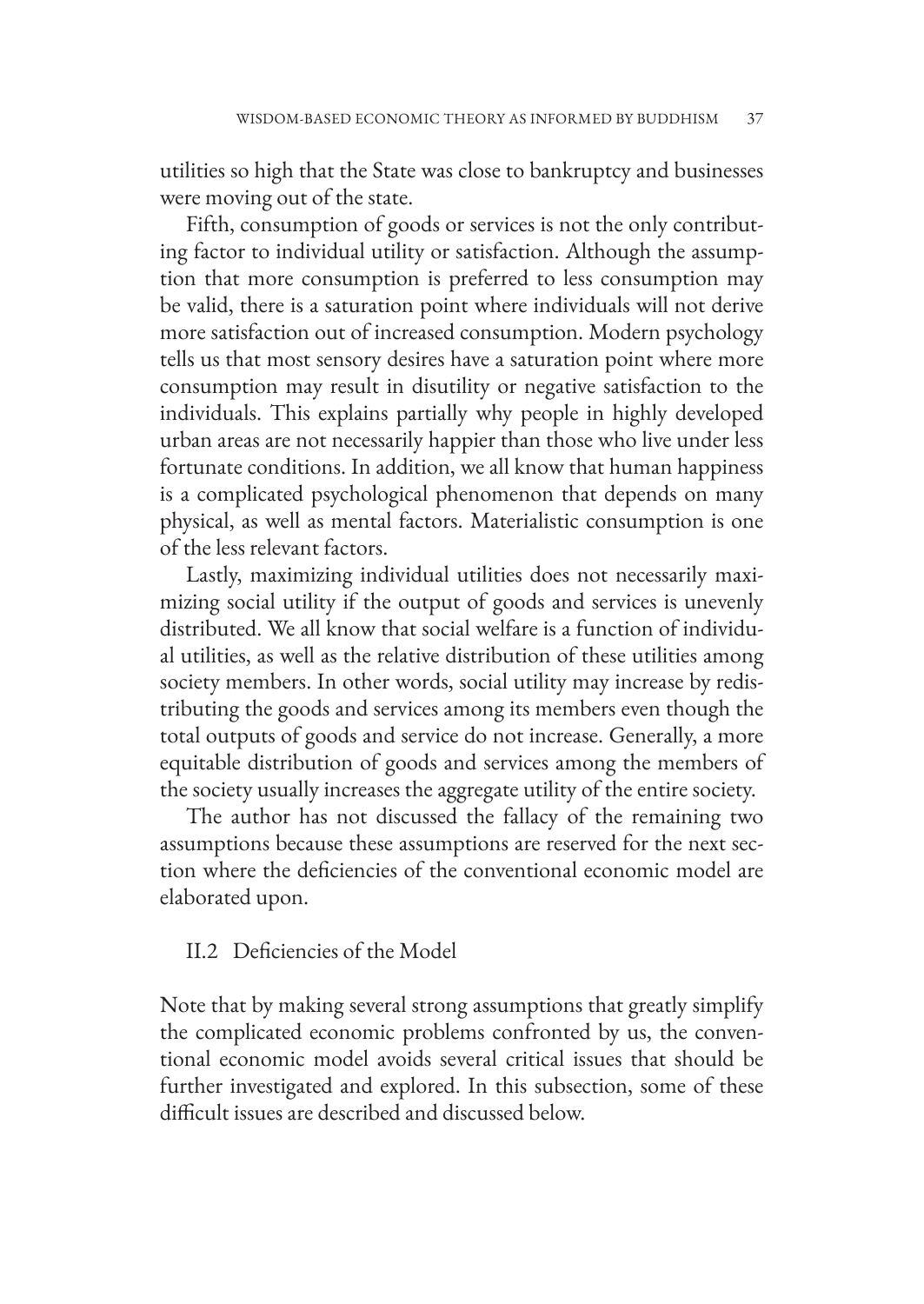utilities so high that the State was close to bankruptcy and businesses were moving out of the state.

Fifth, consumption of goods or services is not the only contributing factor to individual utility or satisfaction. Although the assumption that more consumption is preferred to less consumption may be valid, there is a saturation point where individuals will not derive more satisfaction out of increased consumption. Modern psychology tells us that most sensory desires have a saturation point where more consumption may result in disutility or negative satisfaction to the individuals. This explains partially why people in highly developed urban areas are not necessarily happier than those who live under less fortunate conditions. In addition, we all know that human happiness is a complicated psychological phenomenon that depends on many physical, as well as mental factors. Materialistic consumption is one of the less relevant factors.

Lastly, maximizing individual utilities does not necessarily maximizing social utility if the output of goods and services is unevenly distributed. We all know that social welfare is a function of individual utilities, as well as the relative distribution of these utilities among society members. In other words, social utility may increase by redistributing the goods and services among its members even though the total outputs of goods and service do not increase. Generally, a more equitable distribution of goods and services among the members of the society usually increases the aggregate utility of the entire society.

The author has not discussed the fallacy of the remaining two assumptions because these assumptions are reserved for the next section where the deficiencies of the conventional economic model are elaborated upon.

## II.2 Deficiencies of the Model

Note that by making several strong assumptions that greatly simplify the complicated economic problems confronted by us, the conventional economic model avoids several critical issues that should be further investigated and explored. In this subsection, some of these difficult issues are described and discussed below.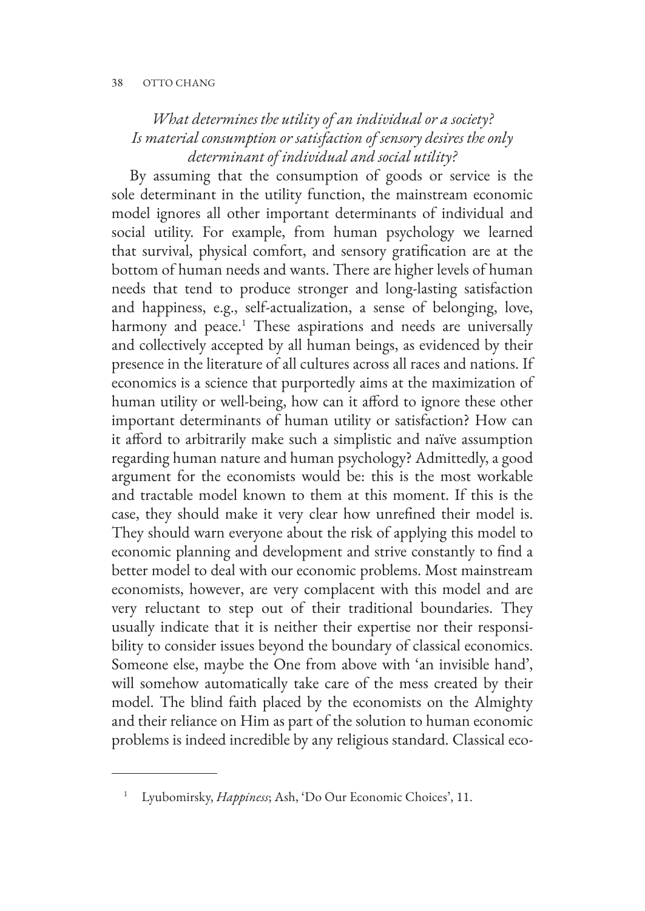*What determines the utility of an individual or a society? Is material consumption or satisfaction of sensory desires the only determinant of individual and social utility?*

By assuming that the consumption of goods or service is the sole determinant in the utility function, the mainstream economic model ignores all other important determinants of individual and social utility. For example, from human psychology we learned that survival, physical comfort, and sensory gratification are at the bottom of human needs and wants. There are higher levels of human needs that tend to produce stronger and long-lasting satisfaction and happiness, e.g., self-actualization, a sense of belonging, love, harmony and peace.[1] These aspirations and needs are universally and collectively accepted by all human beings, as evidenced by their presence in the literature of all cultures across all races and nations. If economics is a science that purportedly aims at the maximization of human utility or well-being, how can it afford to ignore these other important determinants of human utility or satisfaction? How can it afford to arbitrarily make such a simplistic and naïve assumption regarding human nature and human psychology? Admittedly, a good argument for the economists would be: this is the most workable and tractable model known to them at this moment. If this is the case, they should make it very clear how unrefined their model is. They should warn everyone about the risk of applying this model to economic planning and development and strive constantly to find a better model to deal with our economic problems. Most mainstream economists, however, are very complacent with this model and are very reluctant to step out of their traditional boundaries. They usually indicate that it is neither their expertise nor their responsibility to consider issues beyond the boundary of classical economics. Someone else, maybe the One from above with 'an invisible hand', will somehow automatically take care of the mess created by their model. The blind faith placed by the economists on the Almighty and their reliance on Him as part of the solution to human economic problems is indeed incredible by any religious standard. Classical eco-

---

[1] Lyubomirsky, *Happiness*; Ash, 'Do Our Economic Choices', 11.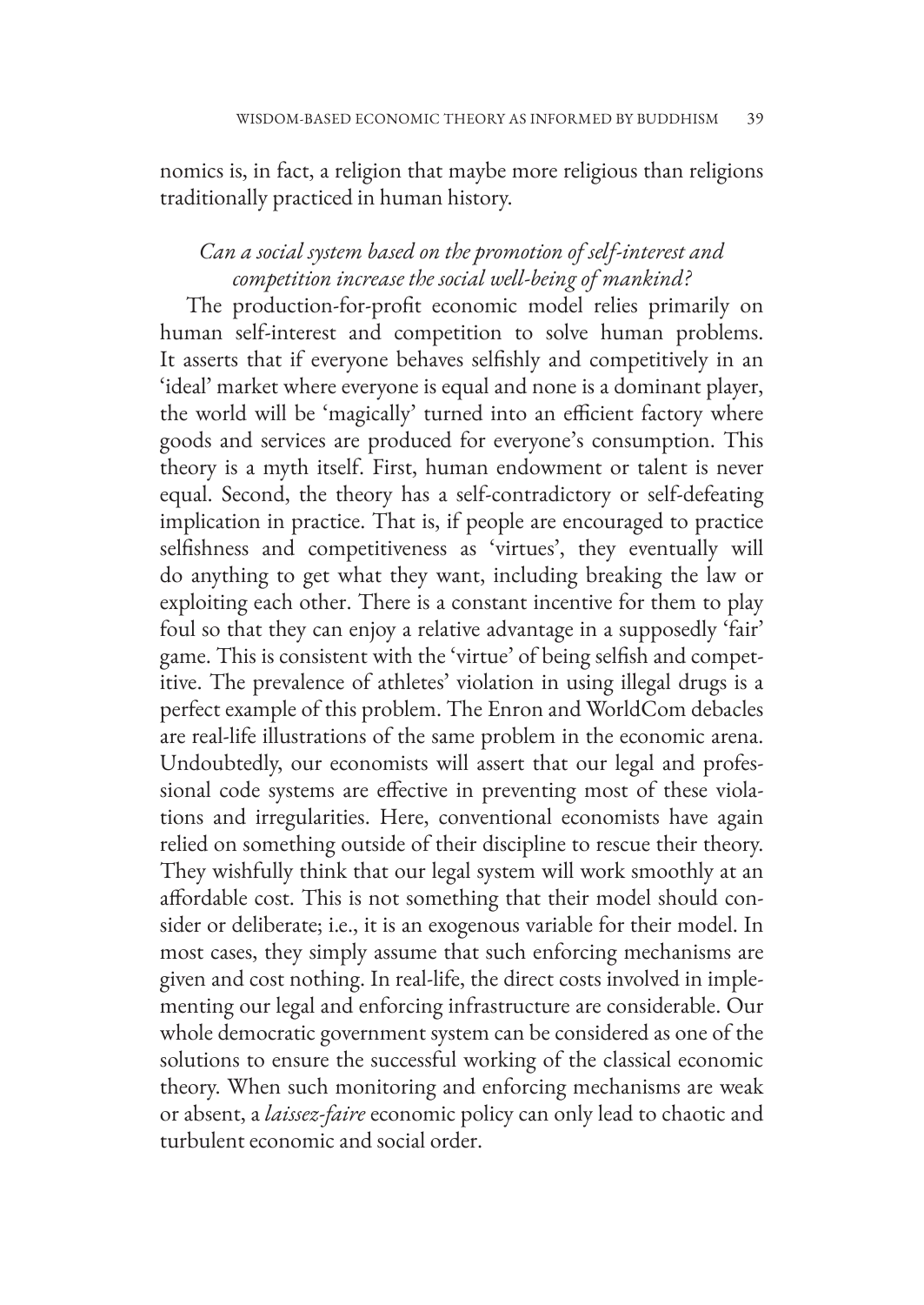nomics is, in fact, a religion that maybe more religious than religions traditionally practiced in human history.

*Can a social system based on the promotion of self-interest and competition increase the social well-being of mankind?*

The production-for-profit economic model relies primarily on human self-interest and competition to solve human problems. It asserts that if everyone behaves selfishly and competitively in an 'ideal' market where everyone is equal and none is a dominant player, the world will be 'magically' turned into an efficient factory where goods and services are produced for everyone's consumption. This theory is a myth itself. First, human endowment or talent is never equal. Second, the theory has a self-contradictory or self-defeating implication in practice. That is, if people are encouraged to practice selfishness and competitiveness as 'virtues', they eventually will do anything to get what they want, including breaking the law or exploiting each other. There is a constant incentive for them to play foul so that they can enjoy a relative advantage in a supposedly 'fair' game. This is consistent with the 'virtue' of being selfish and competitive. The prevalence of athletes' violation in using illegal drugs is a perfect example of this problem. The Enron and WorldCom debacles are real-life illustrations of the same problem in the economic arena. Undoubtedly, our economists will assert that our legal and professional code systems are effective in preventing most of these violations and irregularities. Here, conventional economists have again relied on something outside of their discipline to rescue their theory. They wishfully think that our legal system will work smoothly at an affordable cost. This is not something that their model should consider or deliberate; i.e., it is an exogenous variable for their model. In most cases, they simply assume that such enforcing mechanisms are given and cost nothing. In real-life, the direct costs involved in implementing our legal and enforcing infrastructure are considerable. Our whole democratic government system can be considered as one of the solutions to ensure the successful working of the classical economic theory. When such monitoring and enforcing mechanisms are weak or absent, a *laissez-faire* economic policy can only lead to chaotic and turbulent economic and social order.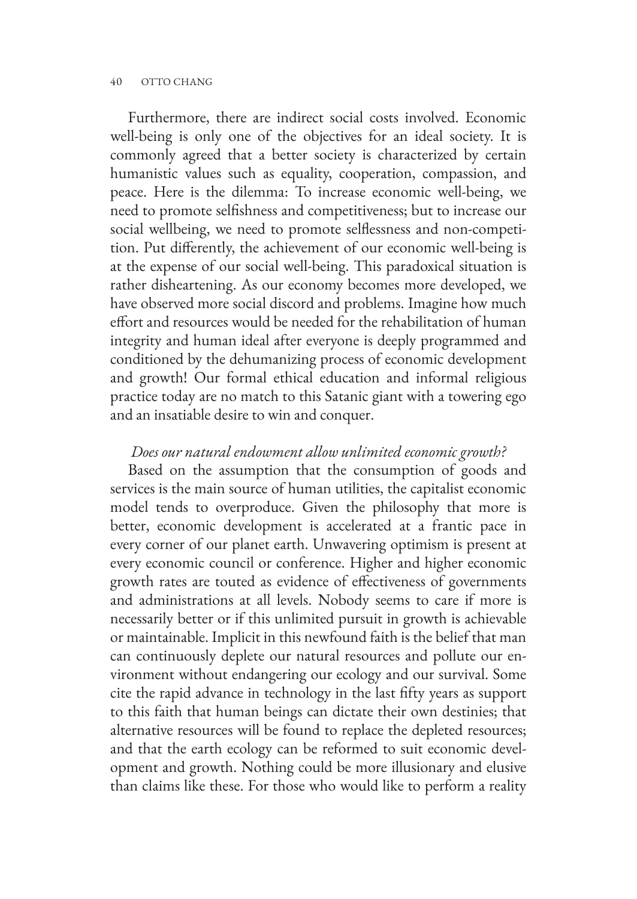Furthermore, there are indirect social costs involved. Economic well-being is only one of the objectives for an ideal society. It is commonly agreed that a better society is characterized by certain humanistic values such as equality, cooperation, compassion, and peace. Here is the dilemma: To increase economic well-being, we need to promote selfishness and competitiveness; but to increase our social wellbeing, we need to promote selflessness and non-competition. Put differently, the achievement of our economic well-being is at the expense of our social well-being. This paradoxical situation is rather disheartening. As our economy becomes more developed, we have observed more social discord and problems. Imagine how much effort and resources would be needed for the rehabilitation of human integrity and human ideal after everyone is deeply programmed and conditioned by the dehumanizing process of economic development and growth! Our formal ethical education and informal religious practice today are no match to this Satanic giant with a towering ego and an insatiable desire to win and conquer.

*Does our natural endowment allow unlimited economic growth?*

Based on the assumption that the consumption of goods and services is the main source of human utilities, the capitalist economic model tends to overproduce. Given the philosophy that more is better, economic development is accelerated at a frantic pace in every corner of our planet earth. Unwavering optimism is present at every economic council or conference. Higher and higher economic growth rates are touted as evidence of effectiveness of governments and administrations at all levels. Nobody seems to care if more is necessarily better or if this unlimited pursuit in growth is achievable or maintainable. Implicit in this newfound faith is the belief that man can continuously deplete our natural resources and pollute our environment without endangering our ecology and our survival. Some cite the rapid advance in technology in the last fifty years as support to this faith that human beings can dictate their own destinies; that alternative resources will be found to replace the depleted resources; and that the earth ecology can be reformed to suit economic development and growth. Nothing could be more illusionary and elusive than claims like these. For those who would like to perform a reality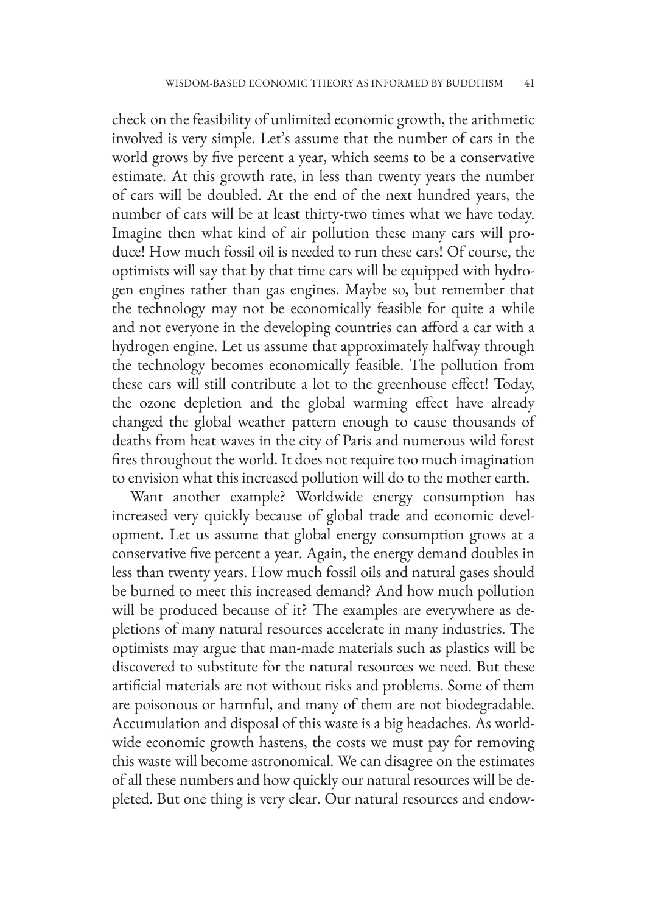check on the feasibility of unlimited economic growth, the arithmetic involved is very simple. Let's assume that the number of cars in the world grows by five percent a year, which seems to be a conservative estimate. At this growth rate, in less than twenty years the number of cars will be doubled. At the end of the next hundred years, the number of cars will be at least thirty-two times what we have today. Imagine then what kind of air pollution these many cars will produce! How much fossil oil is needed to run these cars! Of course, the optimists will say that by that time cars will be equipped with hydrogen engines rather than gas engines. Maybe so, but remember that the technology may not be economically feasible for quite a while and not everyone in the developing countries can afford a car with a hydrogen engine. Let us assume that approximately halfway through the technology becomes economically feasible. The pollution from these cars will still contribute a lot to the greenhouse effect! Today, the ozone depletion and the global warming effect have already changed the global weather pattern enough to cause thousands of deaths from heat waves in the city of Paris and numerous wild forest fires throughout the world. It does not require too much imagination to envision what this increased pollution will do to the mother earth.

Want another example? Worldwide energy consumption has increased very quickly because of global trade and economic development. Let us assume that global energy consumption grows at a conservative five percent a year. Again, the energy demand doubles in less than twenty years. How much fossil oils and natural gases should be burned to meet this increased demand? And how much pollution will be produced because of it? The examples are everywhere as depletions of many natural resources accelerate in many industries. The optimists may argue that man-made materials such as plastics will be discovered to substitute for the natural resources we need. But these artificial materials are not without risks and problems. Some of them are poisonous or harmful, and many of them are not biodegradable. Accumulation and disposal of this waste is a big headaches. As worldwide economic growth hastens, the costs we must pay for removing this waste will become astronomical. We can disagree on the estimates of all these numbers and how quickly our natural resources will be depleted. But one thing is very clear. Our natural resources and endow-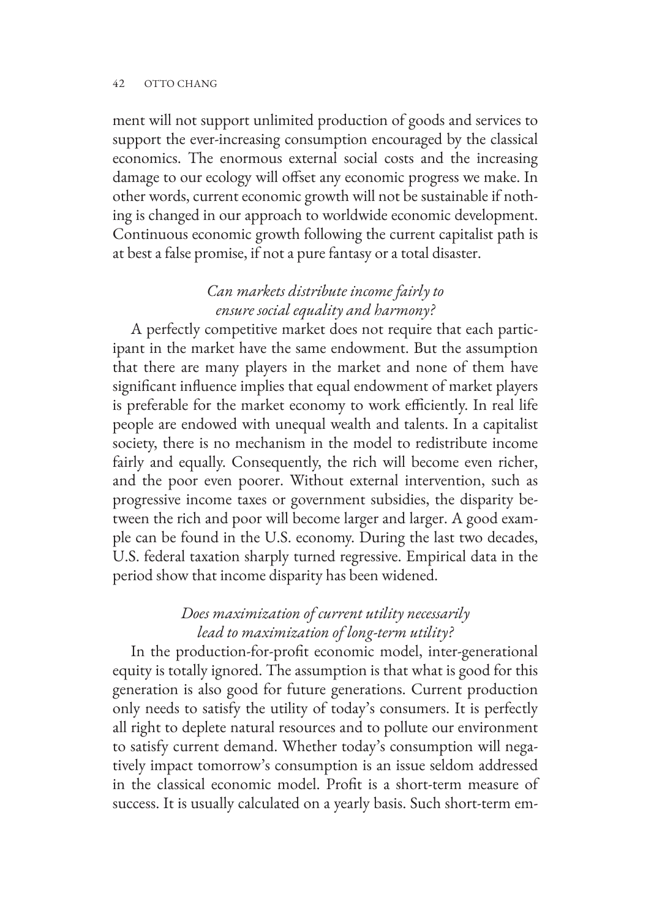ment will not support unlimited production of goods and services to support the ever-increasing consumption encouraged by the classical economics. The enormous external social costs and the increasing damage to our ecology will offset any economic progress we make. In other words, current economic growth will not be sustainable if nothing is changed in our approach to worldwide economic development. Continuous economic growth following the current capitalist path is at best a false promise, if not a pure fantasy or a total disaster.

### *Can markets distribute income fairly to ensure social equality and harmony?*

A perfectly competitive market does not require that each participant in the market have the same endowment. But the assumption that there are many players in the market and none of them have significant influence implies that equal endowment of market players is preferable for the market economy to work efficiently. In real life people are endowed with unequal wealth and talents. In a capitalist society, there is no mechanism in the model to redistribute income fairly and equally. Consequently, the rich will become even richer, and the poor even poorer. Without external intervention, such as progressive income taxes or government subsidies, the disparity between the rich and poor will become larger and larger. A good example can be found in the U.S. economy. During the last two decades, U.S. federal taxation sharply turned regressive. Empirical data in the period show that income disparity has been widened.

### *Does maximization of current utility necessarily lead to maximization of long-term utility?*

In the production-for-profit economic model, inter-generational equity is totally ignored. The assumption is that what is good for this generation is also good for future generations. Current production only needs to satisfy the utility of today's consumers. It is perfectly all right to deplete natural resources and to pollute our environment to satisfy current demand. Whether today's consumption will negatively impact tomorrow's consumption is an issue seldom addressed in the classical economic model. Profit is a short-term measure of success. It is usually calculated on a yearly basis. Such short-term em-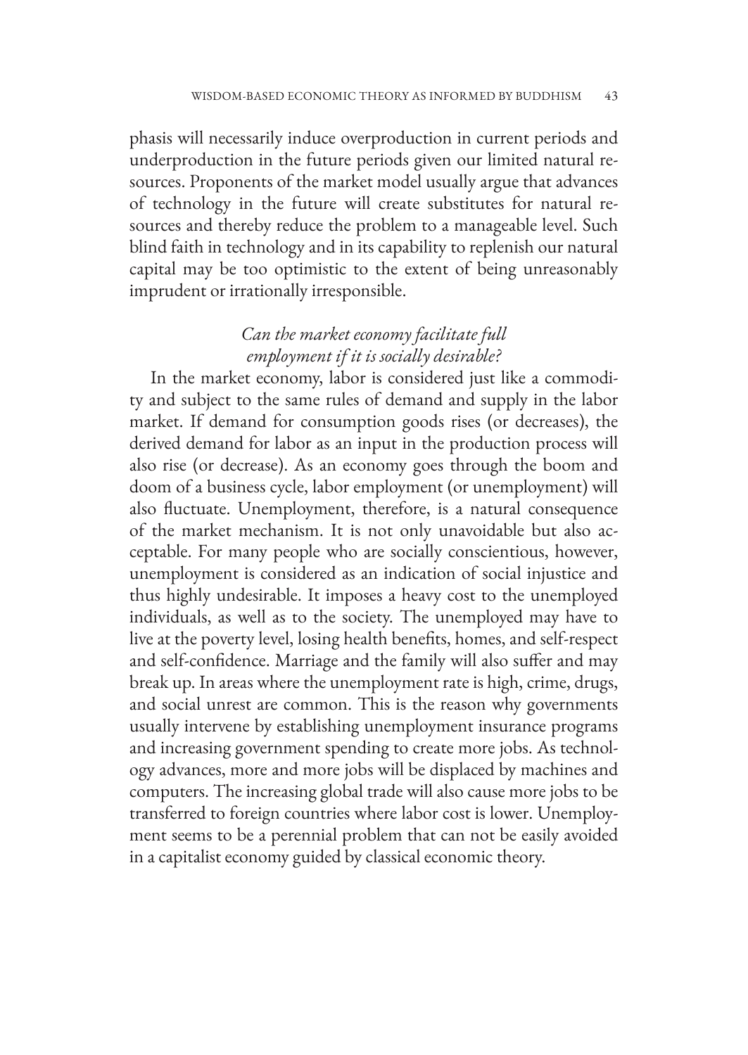phasis will necessarily induce overproduction in current periods and underproduction in the future periods given our limited natural resources. Proponents of the market model usually argue that advances of technology in the future will create substitutes for natural resources and thereby reduce the problem to a manageable level. Such blind faith in technology and in its capability to replenish our natural capital may be too optimistic to the extent of being unreasonably imprudent or irrationally irresponsible.

### *Can the market economy facilitate full employment if it is socially desirable?*

In the market economy, labor is considered just like a commodity and subject to the same rules of demand and supply in the labor market. If demand for consumption goods rises (or decreases), the derived demand for labor as an input in the production process will also rise (or decrease). As an economy goes through the boom and doom of a business cycle, labor employment (or unemployment) will also fluctuate. Unemployment, therefore, is a natural consequence of the market mechanism. It is not only unavoidable but also acceptable. For many people who are socially conscientious, however, unemployment is considered as an indication of social injustice and thus highly undesirable. It imposes a heavy cost to the unemployed individuals, as well as to the society. The unemployed may have to live at the poverty level, losing health benefits, homes, and self-respect and self-confidence. Marriage and the family will also suffer and may break up. In areas where the unemployment rate is high, crime, drugs, and social unrest are common. This is the reason why governments usually intervene by establishing unemployment insurance programs and increasing government spending to create more jobs. As technology advances, more and more jobs will be displaced by machines and computers. The increasing global trade will also cause more jobs to be transferred to foreign countries where labor cost is lower. Unemployment seems to be a perennial problem that can not be easily avoided in a capitalist economy guided by classical economic theory.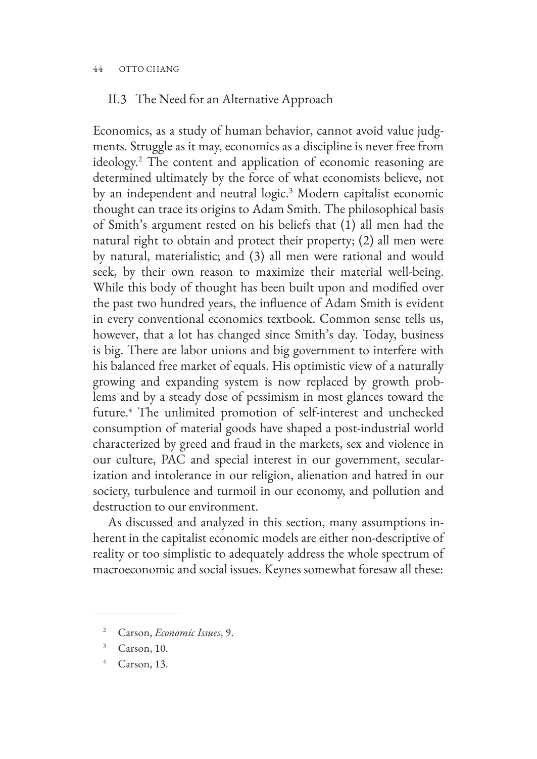## II.3 The Need for an Alternative Approach

Economics, as a study of human behavior, cannot avoid value judgments. Struggle as it may, economics as a discipline is never free from ideology.[2] The content and application of economic reasoning are determined ultimately by the force of what economists believe, not by an independent and neutral logic.[3] Modern capitalist economic thought can trace its origins to Adam Smith. The philosophical basis of Smith's argument rested on his beliefs that (1) all men had the natural right to obtain and protect their property; (2) all men were by natural, materialistic; and (3) all men were rational and would seek, by their own reason to maximize their material well-being. While this body of thought has been built upon and modified over the past two hundred years, the influence of Adam Smith is evident in every conventional economics textbook. Common sense tells us, however, that a lot has changed since Smith's day. Today, business is big. There are labor unions and big government to interfere with his balanced free market of equals. His optimistic view of a naturally growing and expanding system is now replaced by growth problems and by a steady dose of pessimism in most glances toward the future.[4] The unlimited promotion of self-interest and unchecked consumption of material goods have shaped a post-industrial world characterized by greed and fraud in the markets, sex and violence in our culture, PAC and special interest in our government, secularization and intolerance in our religion, alienation and hatred in our society, turbulence and turmoil in our economy, and pollution and destruction to our environment.

As discussed and analyzed in this section, many assumptions inherent in the capitalist economic models are either non-descriptive of reality or too simplistic to adequately address the whole spectrum of macroeconomic and social issues. Keynes somewhat foresaw all these:

---

[2] Carson, *Economic Issues*, 9.

[3] Carson, 10.

[4] Carson, 13.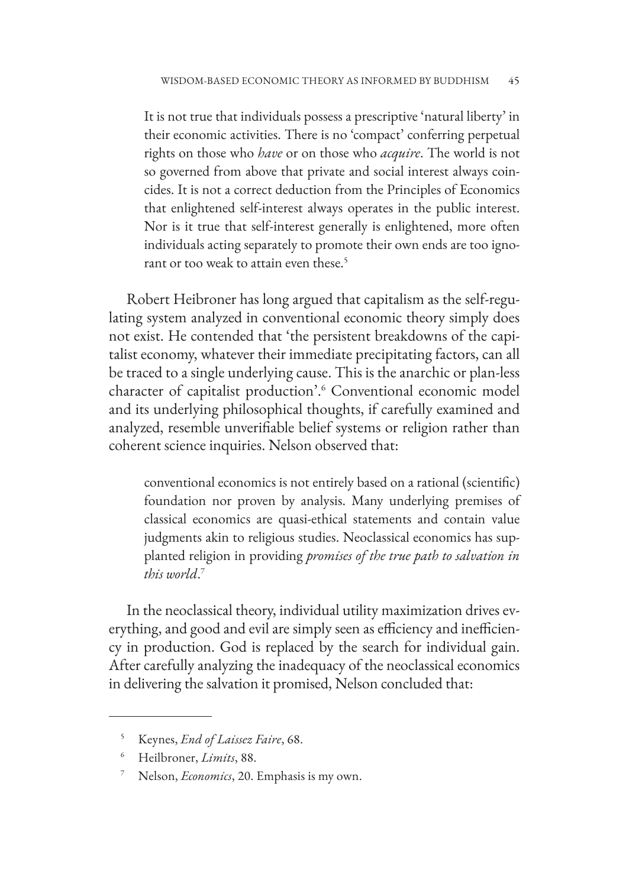> It is not true that individuals possess a prescriptive 'natural liberty' in their economic activities. There is no 'compact' conferring perpetual rights on those who *have* or on those who *acquire*. The world is not so governed from above that private and social interest always coincides. It is not a correct deduction from the Principles of Economics that enlightened self-interest always operates in the public interest. Nor is it true that self-interest generally is enlightened, more often individuals acting separately to promote their own ends are too ignorant or too weak to attain even these.[5]

Robert Heibroner has long argued that capitalism as the self-regulating system analyzed in conventional economic theory simply does not exist. He contended that 'the persistent breakdowns of the capitalist economy, whatever their immediate precipitating factors, can all be traced to a single underlying cause. This is the anarchic or plan-less character of capitalist production'.[6] Conventional economic model and its underlying philosophical thoughts, if carefully examined and analyzed, resemble unverifiable belief systems or religion rather than coherent science inquiries. Nelson observed that:

> conventional economics is not entirely based on a rational (scientific) foundation nor proven by analysis. Many underlying premises of classical economics are quasi-ethical statements and contain value judgments akin to religious studies. Neoclassical economics has supplanted religion in providing *promises of the true path to salvation in this world*.[7]

In the neoclassical theory, individual utility maximization drives everything, and good and evil are simply seen as efficiency and inefficiency in production. God is replaced by the search for individual gain. After carefully analyzing the inadequacy of the neoclassical economics in delivering the salvation it promised, Nelson concluded that:

---

[5] Keynes, *End of Laissez Faire*, 68.

[6] Heilbroner, *Limits*, 88.

[7] Nelson, *Economics*, 20. Emphasis is my own.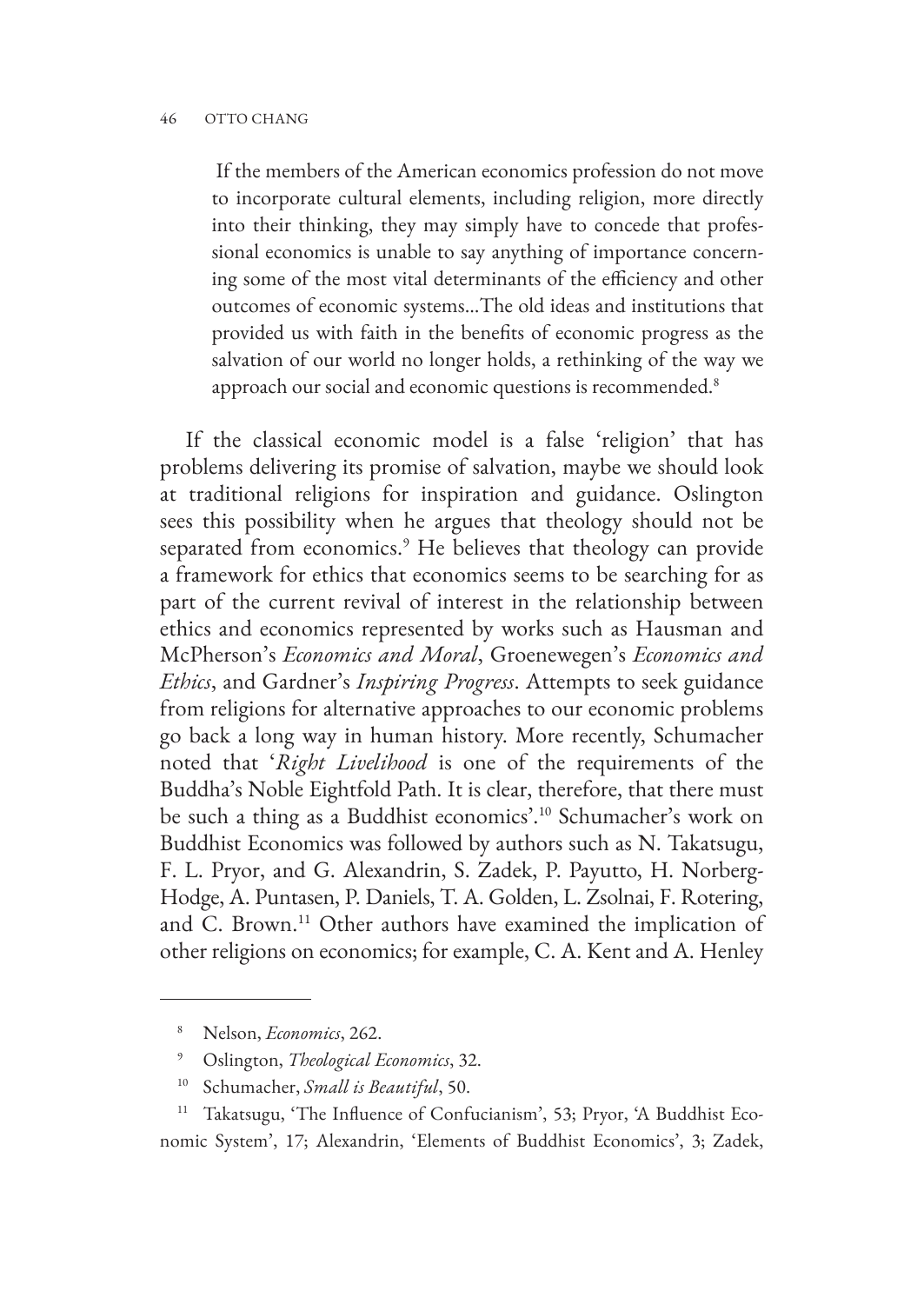> If the members of the American economics profession do not move to incorporate cultural elements, including religion, more directly into their thinking, they may simply have to concede that professional economics is unable to say anything of importance concerning some of the most vital determinants of the efficiency and other outcomes of economic systems...The old ideas and institutions that provided us with faith in the benefits of economic progress as the salvation of our world no longer holds, a rethinking of the way we approach our social and economic questions is recommended.[8]

If the classical economic model is a false 'religion' that has problems delivering its promise of salvation, maybe we should look at traditional religions for inspiration and guidance. Oslington sees this possibility when he argues that theology should not be separated from economics.[9] He believes that theology can provide a framework for ethics that economics seems to be searching for as part of the current revival of interest in the relationship between ethics and economics represented by works such as Hausman and McPherson's *Economics and Moral*, Groenewegen's *Economics and Ethics*, and Gardner's *Inspiring Progress*. Attempts to seek guidance from religions for alternative approaches to our economic problems go back a long way in human history. More recently, Schumacher noted that '*Right Livelihood* is one of the requirements of the Buddha's Noble Eightfold Path. It is clear, therefore, that there must be such a thing as a Buddhist economics'.[10] Schumacher's work on Buddhist Economics was followed by authors such as N. Takatsugu, F. L. Pryor, and G. Alexandrin, S. Zadek, P. Payutto, H. Norberg-Hodge, A. Puntasen, P. Daniels, T. A. Golden, L. Zsolnai, F. Rotering, and C. Brown.[11] Other authors have examined the implication of other religions on economics; for example, C. A. Kent and A. Henley

---

[8] Nelson, *Economics*, 262.

[9] Oslington, *Theological Economics*, 32.

[10] Schumacher, *Small is Beautiful*, 50.

[11] Takatsugu, 'The Influence of Confucianism', 53; Pryor, 'A Buddhist Economic System', 17; Alexandrin, 'Elements of Buddhist Economics', 3; Zadek,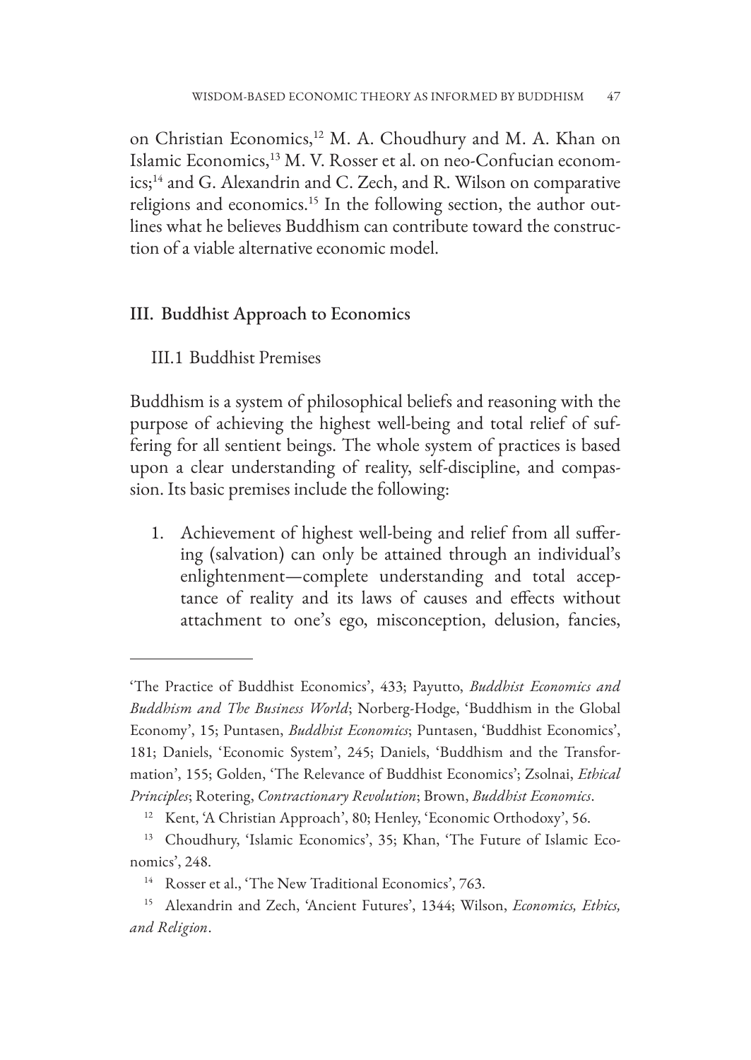on Christian Economics,[12] M. A. Choudhury and M. A. Khan on Islamic Economics,[13] M. V. Rosser et al. on neo-Confucian economics;[14] and G. Alexandrin and C. Zech, and R. Wilson on comparative religions and economics.[15] In the following section, the author outlines what he believes Buddhism can contribute toward the construction of a viable alternative economic model.

## III. Buddhist Approach to Economics

### III.1 Buddhist Premises

Buddhism is a system of philosophical beliefs and reasoning with the purpose of achieving the highest well-being and total relief of suffering for all sentient beings. The whole system of practices is based upon a clear understanding of reality, self-discipline, and compassion. Its basic premises include the following:

1. Achievement of highest well-being and relief from all suffering (salvation) can only be attained through an individual's enlightenment—complete understanding and total acceptance of reality and its laws of causes and effects without attachment to one's ego, misconception, delusion, fancies,

---

'The Practice of Buddhist Economics', 433; Payutto, *Buddhist Economics and Buddhism and The Business World*; Norberg-Hodge, 'Buddhism in the Global Economy', 15; Puntasen, *Buddhist Economics*; Puntasen, 'Buddhist Economics', 181; Daniels, 'Economic System', 245; Daniels, 'Buddhism and the Transformation', 155; Golden, 'The Relevance of Buddhist Economics'; Zsolnai, *Ethical Principles*; Rotering, *Contractionary Revolution*; Brown, *Buddhist Economics*.

[12] Kent, 'A Christian Approach', 80; Henley, 'Economic Orthodoxy', 56.

[13] Choudhury, 'Islamic Economics', 35; Khan, 'The Future of Islamic Economics', 248.

[14] Rosser et al., 'The New Traditional Economics', 763.

[15] Alexandrin and Zech, 'Ancient Futures', 1344; Wilson, *Economics, Ethics, and Religion*.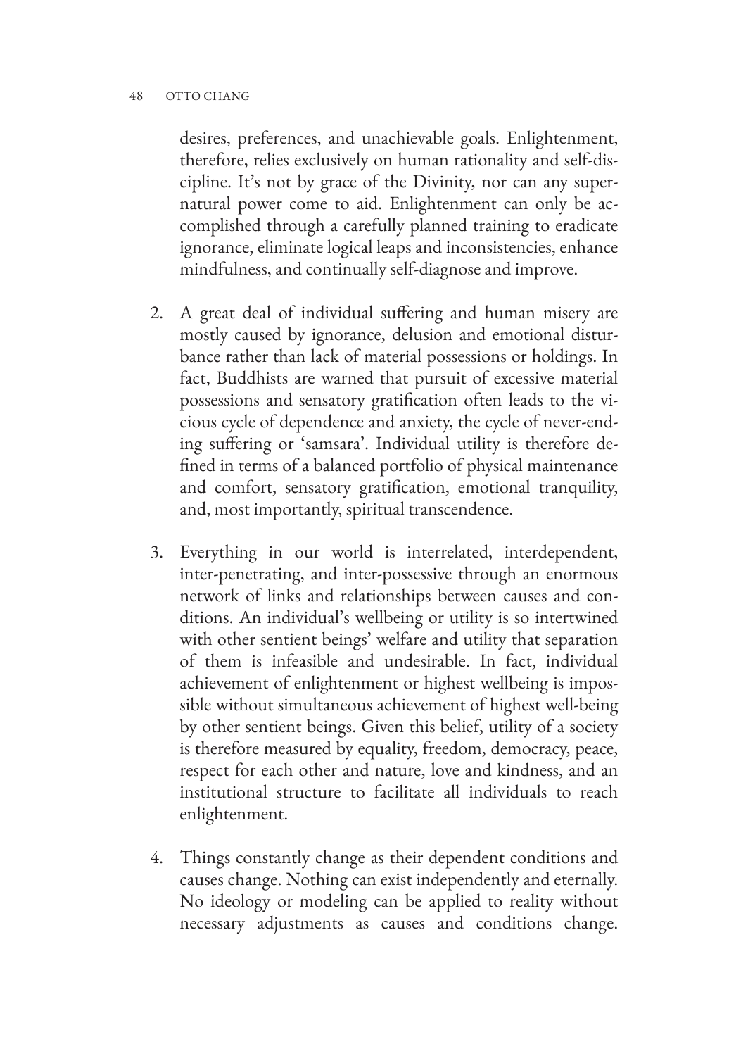desires, preferences, and unachievable goals. Enlightenment, therefore, relies exclusively on human rationality and self-discipline. It's not by grace of the Divinity, nor can any supernatural power come to aid. Enlightenment can only be accomplished through a carefully planned training to eradicate ignorance, eliminate logical leaps and inconsistencies, enhance mindfulness, and continually self-diagnose and improve.

2. A great deal of individual suffering and human misery are mostly caused by ignorance, delusion and emotional disturbance rather than lack of material possessions or holdings. In fact, Buddhists are warned that pursuit of excessive material possessions and sensatory gratification often leads to the vicious cycle of dependence and anxiety, the cycle of never-ending suffering or 'samsara'. Individual utility is therefore defined in terms of a balanced portfolio of physical maintenance and comfort, sensatory gratification, emotional tranquility, and, most importantly, spiritual transcendence.

3. Everything in our world is interrelated, interdependent, inter-penetrating, and inter-possessive through an enormous network of links and relationships between causes and conditions. An individual's wellbeing or utility is so intertwined with other sentient beings' welfare and utility that separation of them is infeasible and undesirable. In fact, individual achievement of enlightenment or highest wellbeing is impossible without simultaneous achievement of highest well-being by other sentient beings. Given this belief, utility of a society is therefore measured by equality, freedom, democracy, peace, respect for each other and nature, love and kindness, and an institutional structure to facilitate all individuals to reach enlightenment.

4. Things constantly change as their dependent conditions and causes change. Nothing can exist independently and eternally. No ideology or modeling can be applied to reality without necessary adjustments as causes and conditions change.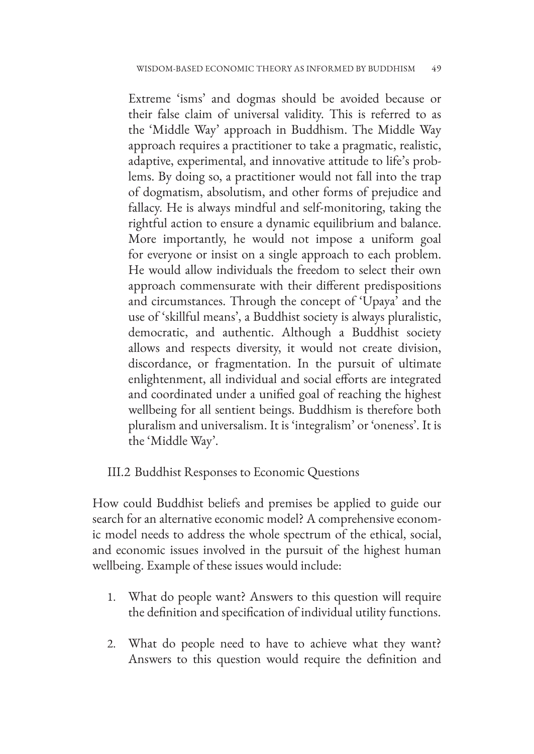Extreme 'isms' and dogmas should be avoided because or their false claim of universal validity. This is referred to as the 'Middle Way' approach in Buddhism. The Middle Way approach requires a practitioner to take a pragmatic, realistic, adaptive, experimental, and innovative attitude to life's problems. By doing so, a practitioner would not fall into the trap of dogmatism, absolutism, and other forms of prejudice and fallacy. He is always mindful and self-monitoring, taking the rightful action to ensure a dynamic equilibrium and balance. More importantly, he would not impose a uniform goal for everyone or insist on a single approach to each problem. He would allow individuals the freedom to select their own approach commensurate with their different predispositions and circumstances. Through the concept of 'Upaya' and the use of 'skillful means', a Buddhist society is always pluralistic, democratic, and authentic. Although a Buddhist society allows and respects diversity, it would not create division, discordance, or fragmentation. In the pursuit of ultimate enlightenment, all individual and social efforts are integrated and coordinated under a unified goal of reaching the highest wellbeing for all sentient beings. Buddhism is therefore both pluralism and universalism. It is 'integralism' or 'oneness'. It is the 'Middle Way'.

### III.2 Buddhist Responses to Economic Questions

How could Buddhist beliefs and premises be applied to guide our search for an alternative economic model? A comprehensive economic model needs to address the whole spectrum of the ethical, social, and economic issues involved in the pursuit of the highest human wellbeing. Example of these issues would include:

1. What do people want? Answers to this question will require the definition and specification of individual utility functions.
2. What do people need to have to achieve what they want? Answers to this question would require the definition and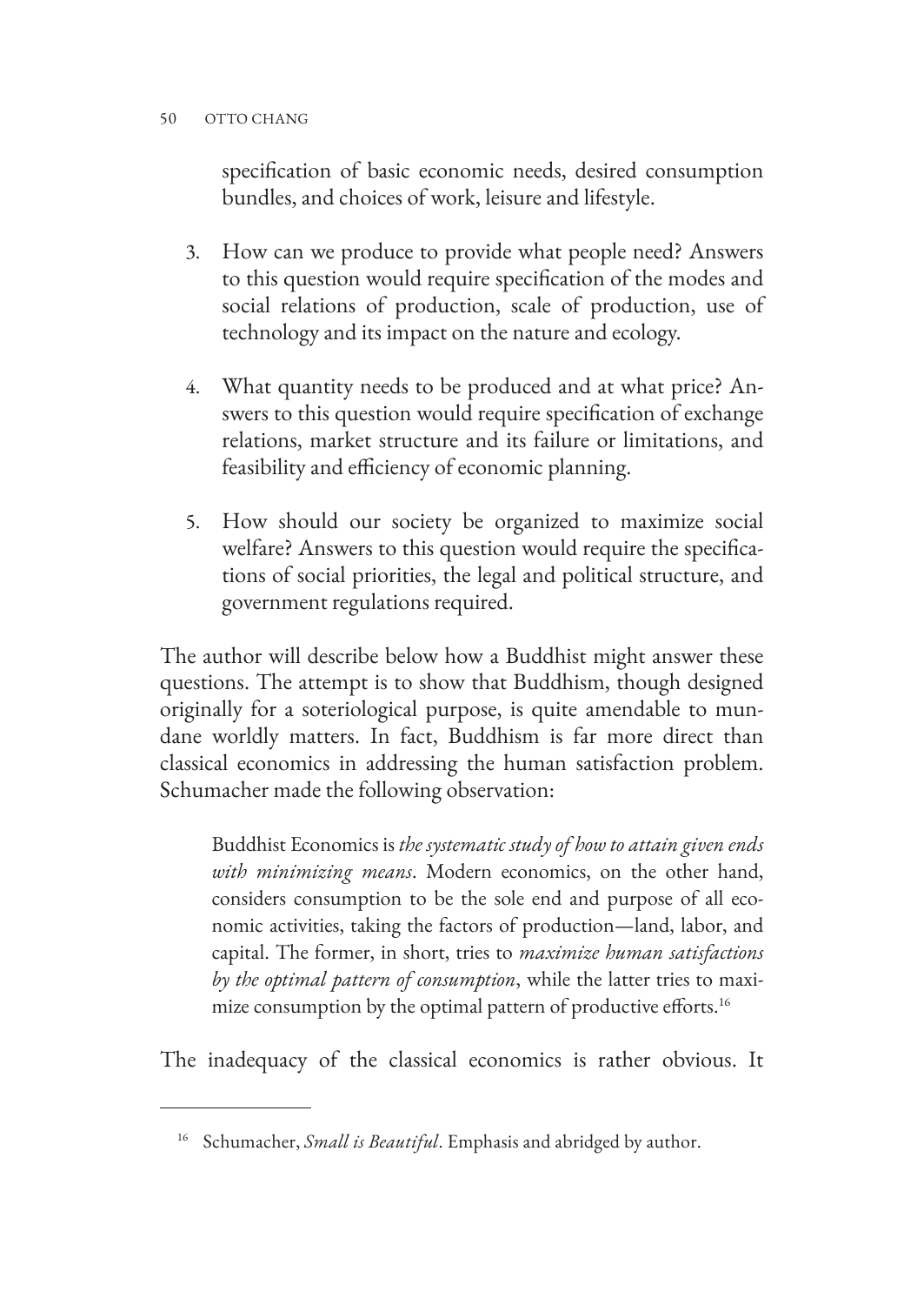specification of basic economic needs, desired consumption bundles, and choices of work, leisure and lifestyle.

3. How can we produce to provide what people need? Answers to this question would require specification of the modes and social relations of production, scale of production, use of technology and its impact on the nature and ecology.

4. What quantity needs to be produced and at what price? Answers to this question would require specification of exchange relations, market structure and its failure or limitations, and feasibility and efficiency of economic planning.

5. How should our society be organized to maximize social welfare? Answers to this question would require the specifications of social priorities, the legal and political structure, and government regulations required.

The author will describe below how a Buddhist might answer these questions. The attempt is to show that Buddhism, though designed originally for a soteriological purpose, is quite amendable to mundane worldly matters. In fact, Buddhism is far more direct than classical economics in addressing the human satisfaction problem. Schumacher made the following observation:

> Buddhist Economics is *the systematic study of how to attain given ends with minimizing means*. Modern economics, on the other hand, considers consumption to be the sole end and purpose of all economic activities, taking the factors of production—land, labor, and capital. The former, in short, tries to *maximize human satisfactions by the optimal pattern of consumption*, while the latter tries to maximize consumption by the optimal pattern of productive efforts.[16]

The inadequacy of the classical economics is rather obvious. It

[16] Schumacher, *Small is Beautiful*. Emphasis and abridged by author.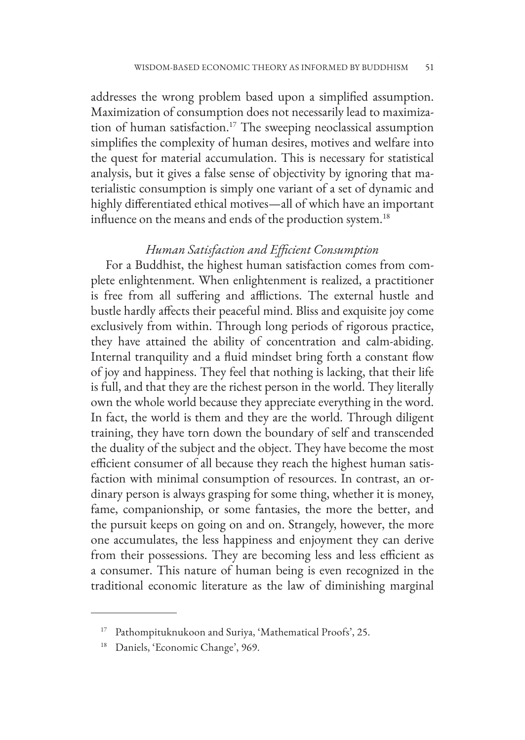addresses the wrong problem based upon a simplified assumption. Maximization of consumption does not necessarily lead to maximization of human satisfaction.[17] The sweeping neoclassical assumption simplifies the complexity of human desires, motives and welfare into the quest for material accumulation. This is necessary for statistical analysis, but it gives a false sense of objectivity by ignoring that materialistic consumption is simply one variant of a set of dynamic and highly differentiated ethical motives—all of which have an important influence on the means and ends of the production system.[18]

### *Human Satisfaction and Efficient Consumption*

For a Buddhist, the highest human satisfaction comes from complete enlightenment. When enlightenment is realized, a practitioner is free from all suffering and afflictions. The external hustle and bustle hardly affects their peaceful mind. Bliss and exquisite joy come exclusively from within. Through long periods of rigorous practice, they have attained the ability of concentration and calm-abiding. Internal tranquility and a fluid mindset bring forth a constant flow of joy and happiness. They feel that nothing is lacking, that their life is full, and that they are the richest person in the world. They literally own the whole world because they appreciate everything in the word. In fact, the world is them and they are the world. Through diligent training, they have torn down the boundary of self and transcended the duality of the subject and the object. They have become the most efficient consumer of all because they reach the highest human satisfaction with minimal consumption of resources. In contrast, an ordinary person is always grasping for some thing, whether it is money, fame, companionship, or some fantasies, the more the better, and the pursuit keeps on going on and on. Strangely, however, the more one accumulates, the less happiness and enjoyment they can derive from their possessions. They are becoming less and less efficient as a consumer. This nature of human being is even recognized in the traditional economic literature as the law of diminishing marginal

---

[17] Pathompituknukoon and Suriya, 'Mathematical Proofs', 25.

[18] Daniels, 'Economic Change', 969.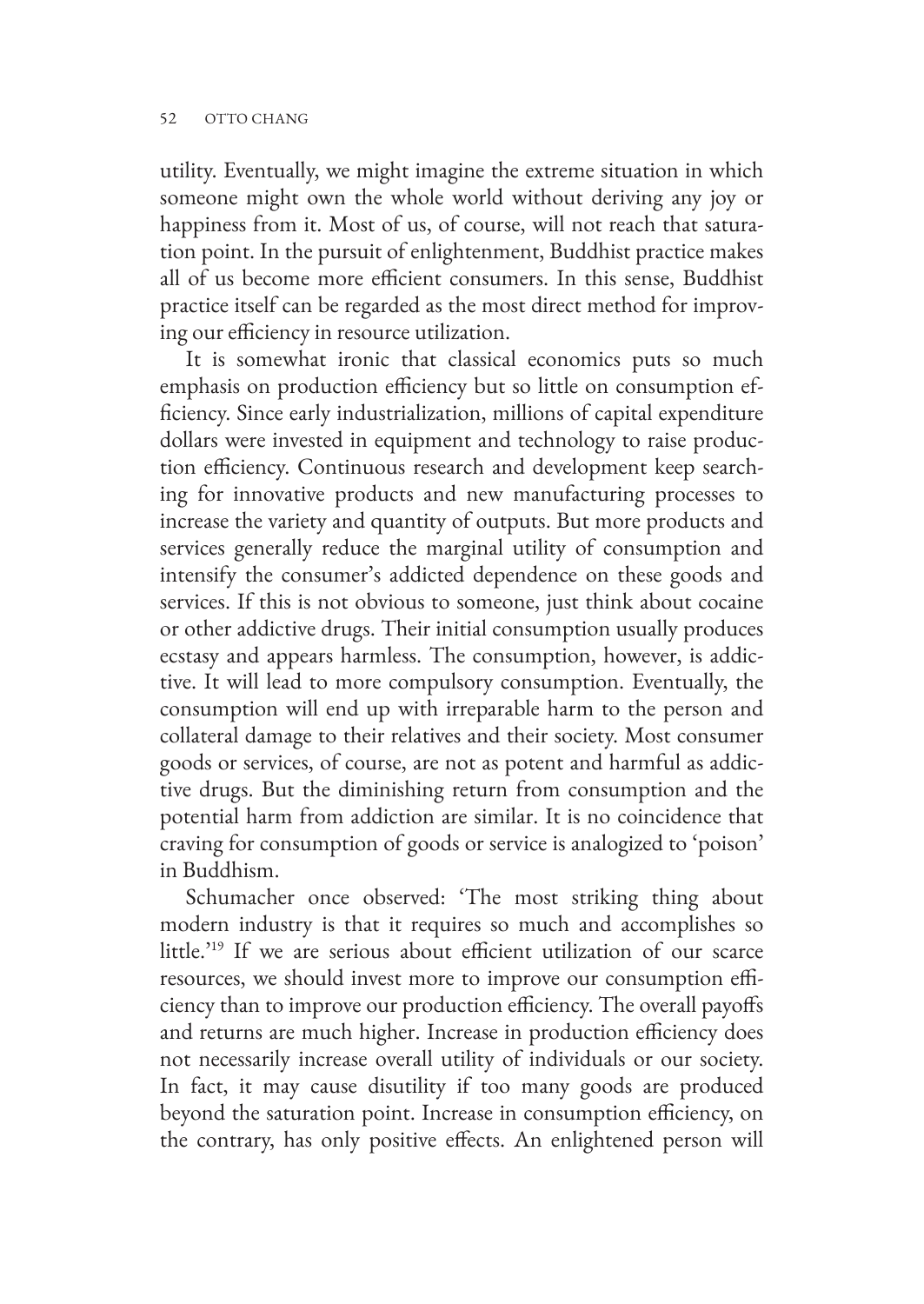utility. Eventually, we might imagine the extreme situation in which someone might own the whole world without deriving any joy or happiness from it. Most of us, of course, will not reach that saturation point. In the pursuit of enlightenment, Buddhist practice makes all of us become more efficient consumers. In this sense, Buddhist practice itself can be regarded as the most direct method for improving our efficiency in resource utilization.

It is somewhat ironic that classical economics puts so much emphasis on production efficiency but so little on consumption efficiency. Since early industrialization, millions of capital expenditure dollars were invested in equipment and technology to raise production efficiency. Continuous research and development keep searching for innovative products and new manufacturing processes to increase the variety and quantity of outputs. But more products and services generally reduce the marginal utility of consumption and intensify the consumer's addicted dependence on these goods and services. If this is not obvious to someone, just think about cocaine or other addictive drugs. Their initial consumption usually produces ecstasy and appears harmless. The consumption, however, is addictive. It will lead to more compulsory consumption. Eventually, the consumption will end up with irreparable harm to the person and collateral damage to their relatives and their society. Most consumer goods or services, of course, are not as potent and harmful as addictive drugs. But the diminishing return from consumption and the potential harm from addiction are similar. It is no coincidence that craving for consumption of goods or service is analogized to 'poison' in Buddhism.

Schumacher once observed: 'The most striking thing about modern industry is that it requires so much and accomplishes so little.'[19] If we are serious about efficient utilization of our scarce resources, we should invest more to improve our consumption efficiency than to improve our production efficiency. The overall payoffs and returns are much higher. Increase in production efficiency does not necessarily increase overall utility of individuals or our society. In fact, it may cause disutility if too many goods are produced beyond the saturation point. Increase in consumption efficiency, on the contrary, has only positive effects. An enlightened person will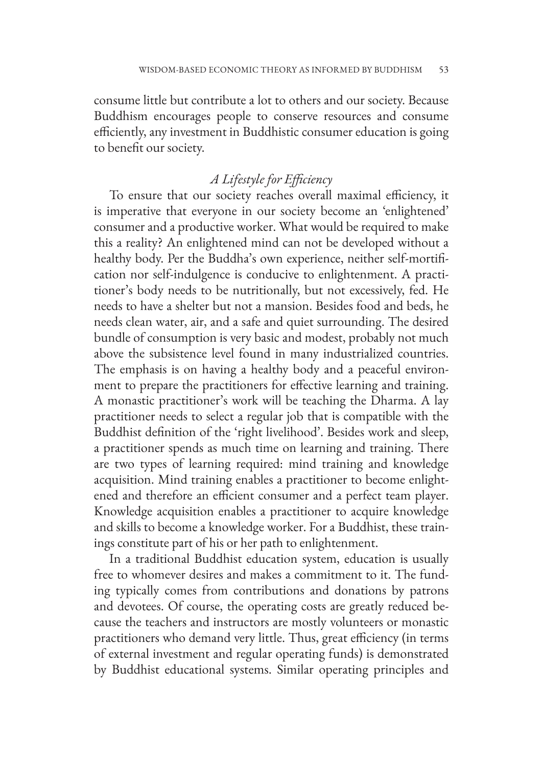consume little but contribute a lot to others and our society. Because Buddhism encourages people to conserve resources and consume efficiently, any investment in Buddhistic consumer education is going to benefit our society.

### *A Lifestyle for Efficiency*

To ensure that our society reaches overall maximal efficiency, it is imperative that everyone in our society become an 'enlightened' consumer and a productive worker. What would be required to make this a reality? An enlightened mind can not be developed without a healthy body. Per the Buddha's own experience, neither self-mortification nor self-indulgence is conducive to enlightenment. A practitioner's body needs to be nutritionally, but not excessively, fed. He needs to have a shelter but not a mansion. Besides food and beds, he needs clean water, air, and a safe and quiet surrounding. The desired bundle of consumption is very basic and modest, probably not much above the subsistence level found in many industrialized countries. The emphasis is on having a healthy body and a peaceful environment to prepare the practitioners for effective learning and training. A monastic practitioner's work will be teaching the Dharma. A lay practitioner needs to select a regular job that is compatible with the Buddhist definition of the 'right livelihood'. Besides work and sleep, a practitioner spends as much time on learning and training. There are two types of learning required: mind training and knowledge acquisition. Mind training enables a practitioner to become enlightened and therefore an efficient consumer and a perfect team player. Knowledge acquisition enables a practitioner to acquire knowledge and skills to become a knowledge worker. For a Buddhist, these trainings constitute part of his or her path to enlightenment.

In a traditional Buddhist education system, education is usually free to whomever desires and makes a commitment to it. The funding typically comes from contributions and donations by patrons and devotees. Of course, the operating costs are greatly reduced because the teachers and instructors are mostly volunteers or monastic practitioners who demand very little. Thus, great efficiency (in terms of external investment and regular operating funds) is demonstrated by Buddhist educational systems. Similar operating principles and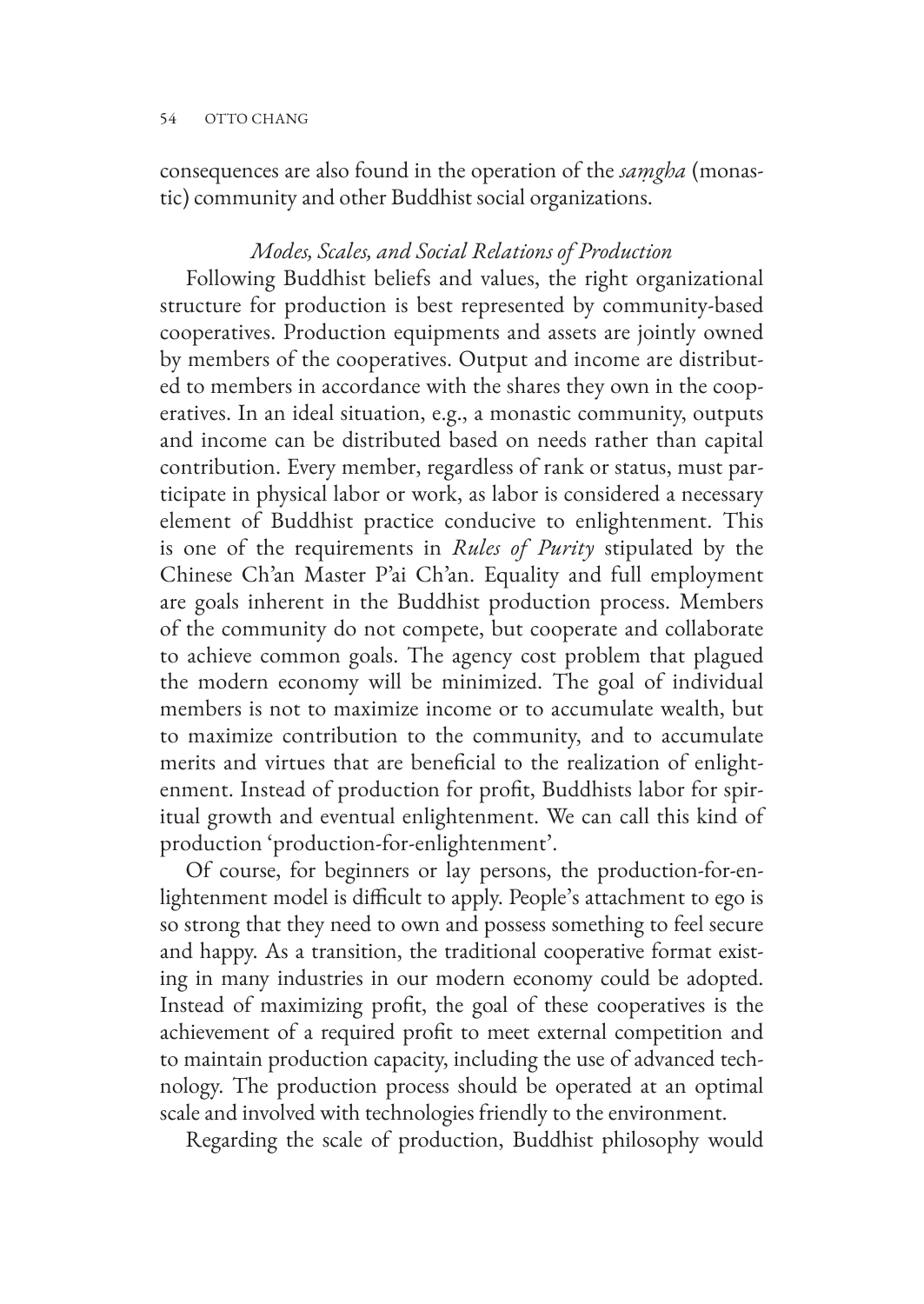consequences are also found in the operation of the *saṃgha* (monastic) community and other Buddhist social organizations.

### *Modes, Scales, and Social Relations of Production*

Following Buddhist beliefs and values, the right organizational structure for production is best represented by community-based cooperatives. Production equipments and assets are jointly owned by members of the cooperatives. Output and income are distributed to members in accordance with the shares they own in the cooperatives. In an ideal situation, e.g., a monastic community, outputs and income can be distributed based on needs rather than capital contribution. Every member, regardless of rank or status, must participate in physical labor or work, as labor is considered a necessary element of Buddhist practice conducive to enlightenment. This is one of the requirements in *Rules of Purity* stipulated by the Chinese Ch'an Master P'ai Ch'an. Equality and full employment are goals inherent in the Buddhist production process. Members of the community do not compete, but cooperate and collaborate to achieve common goals. The agency cost problem that plagued the modern economy will be minimized. The goal of individual members is not to maximize income or to accumulate wealth, but to maximize contribution to the community, and to accumulate merits and virtues that are beneficial to the realization of enlightenment. Instead of production for profit, Buddhists labor for spiritual growth and eventual enlightenment. We can call this kind of production 'production-for-enlightenment'.

Of course, for beginners or lay persons, the production-for-enlightenment model is difficult to apply. People's attachment to ego is so strong that they need to own and possess something to feel secure and happy. As a transition, the traditional cooperative format existing in many industries in our modern economy could be adopted. Instead of maximizing profit, the goal of these cooperatives is the achievement of a required profit to meet external competition and to maintain production capacity, including the use of advanced technology. The production process should be operated at an optimal scale and involved with technologies friendly to the environment.

Regarding the scale of production, Buddhist philosophy would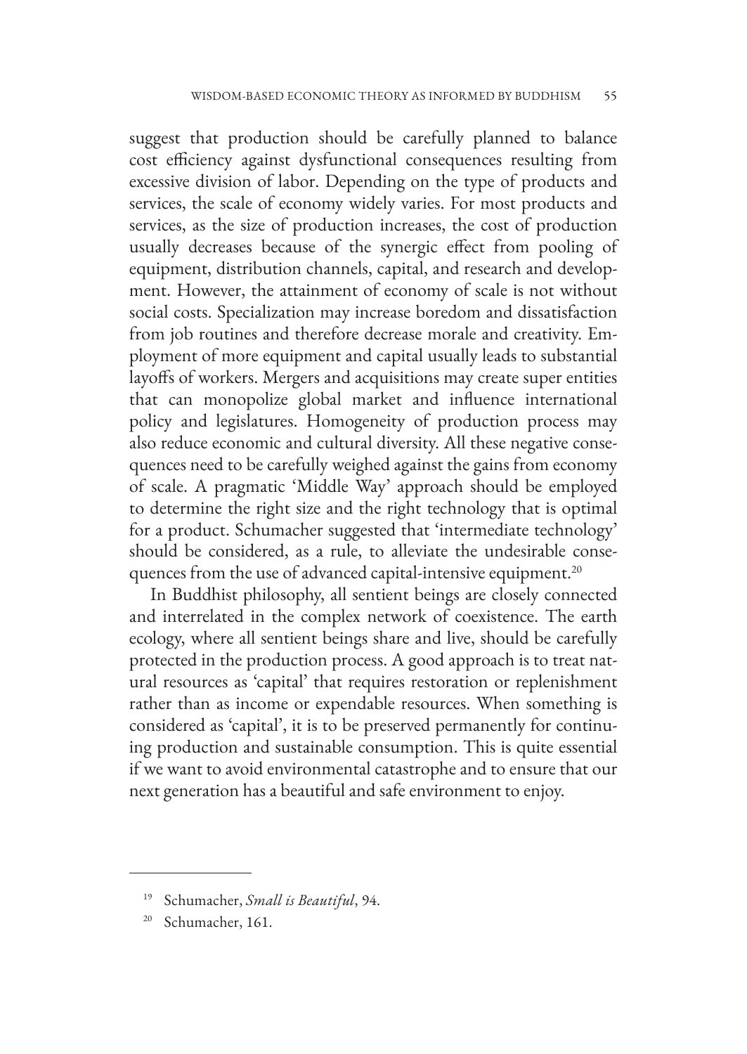suggest that production should be carefully planned to balance cost efficiency against dysfunctional consequences resulting from excessive division of labor. Depending on the type of products and services, the scale of economy widely varies. For most products and services, as the size of production increases, the cost of production usually decreases because of the synergic effect from pooling of equipment, distribution channels, capital, and research and development. However, the attainment of economy of scale is not without social costs. Specialization may increase boredom and dissatisfaction from job routines and therefore decrease morale and creativity. Employment of more equipment and capital usually leads to substantial layoffs of workers. Mergers and acquisitions may create super entities that can monopolize global market and influence international policy and legislatures. Homogeneity of production process may also reduce economic and cultural diversity. All these negative consequences need to be carefully weighed against the gains from economy of scale. A pragmatic 'Middle Way' approach should be employed to determine the right size and the right technology that is optimal for a product. Schumacher suggested that 'intermediate technology' should be considered, as a rule, to alleviate the undesirable consequences from the use of advanced capital-intensive equipment.[20]

In Buddhist philosophy, all sentient beings are closely connected and interrelated in the complex network of coexistence. The earth ecology, where all sentient beings share and live, should be carefully protected in the production process. A good approach is to treat natural resources as 'capital' that requires restoration or replenishment rather than as income or expendable resources. When something is considered as 'capital', it is to be preserved permanently for continuing production and sustainable consumption. This is quite essential if we want to avoid environmental catastrophe and to ensure that our next generation has a beautiful and safe environment to enjoy.

---

[19] Schumacher, *Small is Beautiful*, 94.

[20] Schumacher, 161.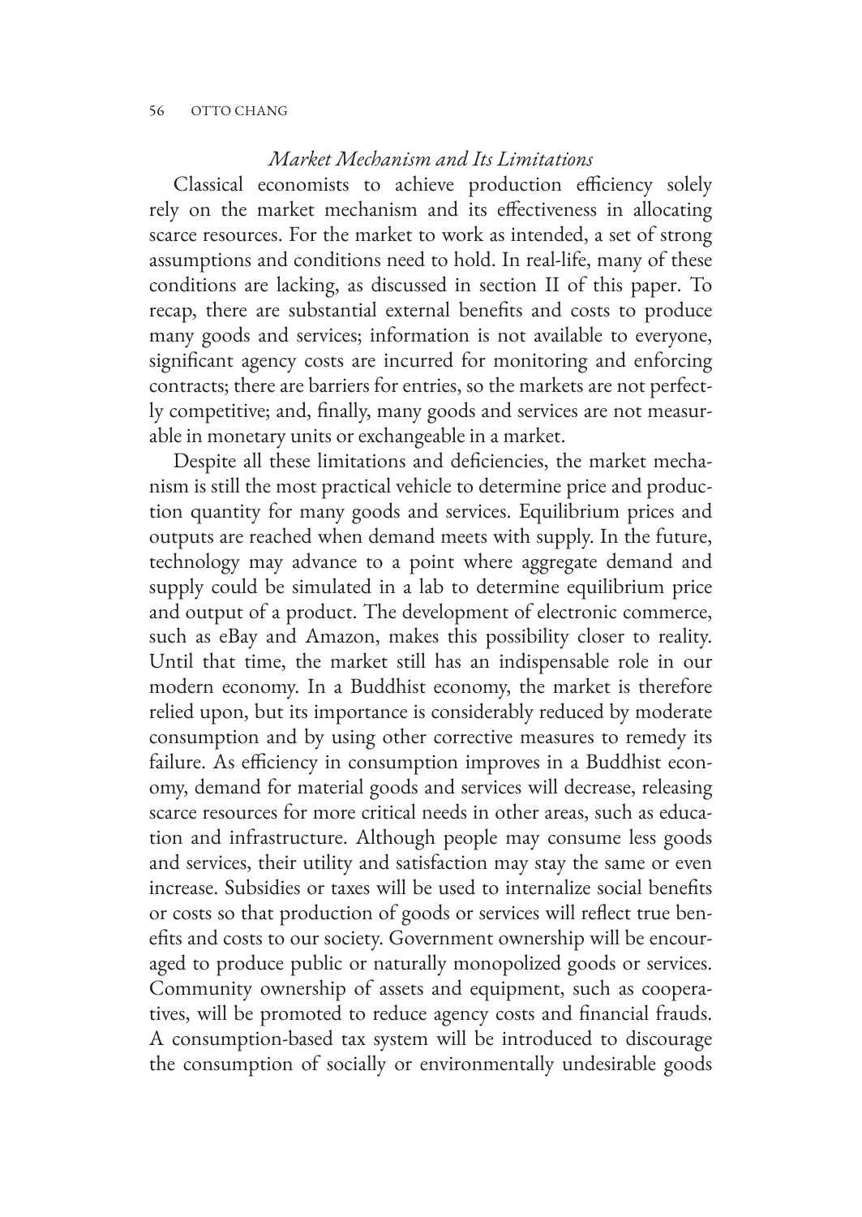### *Market Mechanism and Its Limitations*

Classical economists to achieve production efficiency solely rely on the market mechanism and its effectiveness in allocating scarce resources. For the market to work as intended, a set of strong assumptions and conditions need to hold. In real-life, many of these conditions are lacking, as discussed in section II of this paper. To recap, there are substantial external benefits and costs to produce many goods and services; information is not available to everyone, significant agency costs are incurred for monitoring and enforcing contracts; there are barriers for entries, so the markets are not perfectly competitive; and, finally, many goods and services are not measurable in monetary units or exchangeable in a market.

Despite all these limitations and deficiencies, the market mechanism is still the most practical vehicle to determine price and production quantity for many goods and services. Equilibrium prices and outputs are reached when demand meets with supply. In the future, technology may advance to a point where aggregate demand and supply could be simulated in a lab to determine equilibrium price and output of a product. The development of electronic commerce, such as eBay and Amazon, makes this possibility closer to reality. Until that time, the market still has an indispensable role in our modern economy. In a Buddhist economy, the market is therefore relied upon, but its importance is considerably reduced by moderate consumption and by using other corrective measures to remedy its failure. As efficiency in consumption improves in a Buddhist economy, demand for material goods and services will decrease, releasing scarce resources for more critical needs in other areas, such as education and infrastructure. Although people may consume less goods and services, their utility and satisfaction may stay the same or even increase. Subsidies or taxes will be used to internalize social benefits or costs so that production of goods or services will reflect true benefits and costs to our society. Government ownership will be encouraged to produce public or naturally monopolized goods or services. Community ownership of assets and equipment, such as cooperatives, will be promoted to reduce agency costs and financial frauds. A consumption-based tax system will be introduced to discourage the consumption of socially or environmentally undesirable goods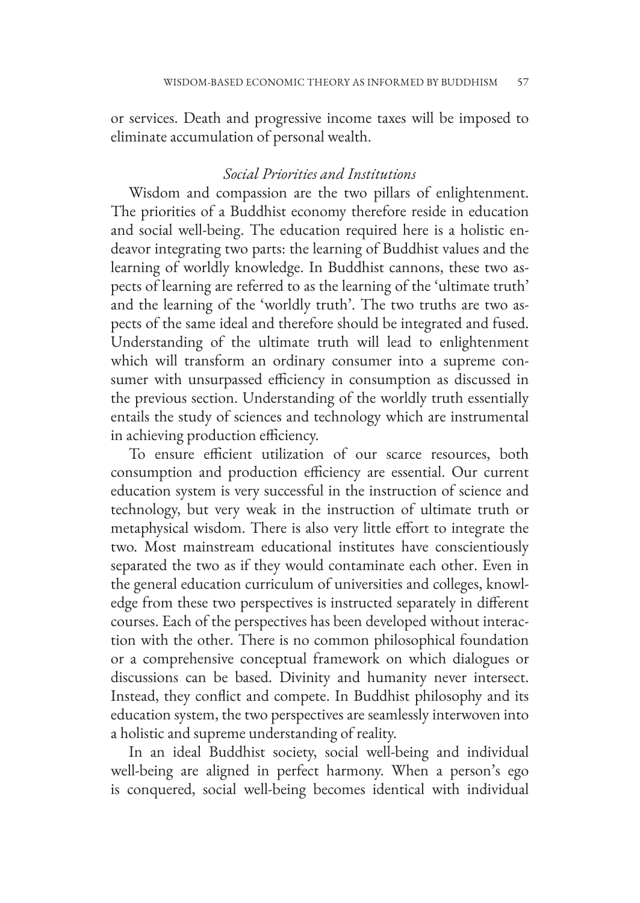or services. Death and progressive income taxes will be imposed to eliminate accumulation of personal wealth.

### *Social Priorities and Institutions*

Wisdom and compassion are the two pillars of enlightenment. The priorities of a Buddhist economy therefore reside in education and social well-being. The education required here is a holistic endeavor integrating two parts: the learning of Buddhist values and the learning of worldly knowledge. In Buddhist cannons, these two aspects of learning are referred to as the learning of the 'ultimate truth' and the learning of the 'worldly truth'. The two truths are two aspects of the same ideal and therefore should be integrated and fused. Understanding of the ultimate truth will lead to enlightenment which will transform an ordinary consumer into a supreme consumer with unsurpassed efficiency in consumption as discussed in the previous section. Understanding of the worldly truth essentially entails the study of sciences and technology which are instrumental in achieving production efficiency.

To ensure efficient utilization of our scarce resources, both consumption and production efficiency are essential. Our current education system is very successful in the instruction of science and technology, but very weak in the instruction of ultimate truth or metaphysical wisdom. There is also very little effort to integrate the two. Most mainstream educational institutes have conscientiously separated the two as if they would contaminate each other. Even in the general education curriculum of universities and colleges, knowledge from these two perspectives is instructed separately in different courses. Each of the perspectives has been developed without interaction with the other. There is no common philosophical foundation or a comprehensive conceptual framework on which dialogues or discussions can be based. Divinity and humanity never intersect. Instead, they conflict and compete. In Buddhist philosophy and its education system, the two perspectives are seamlessly interwoven into a holistic and supreme understanding of reality.

In an ideal Buddhist society, social well-being and individual well-being are aligned in perfect harmony. When a person's ego is conquered, social well-being becomes identical with individual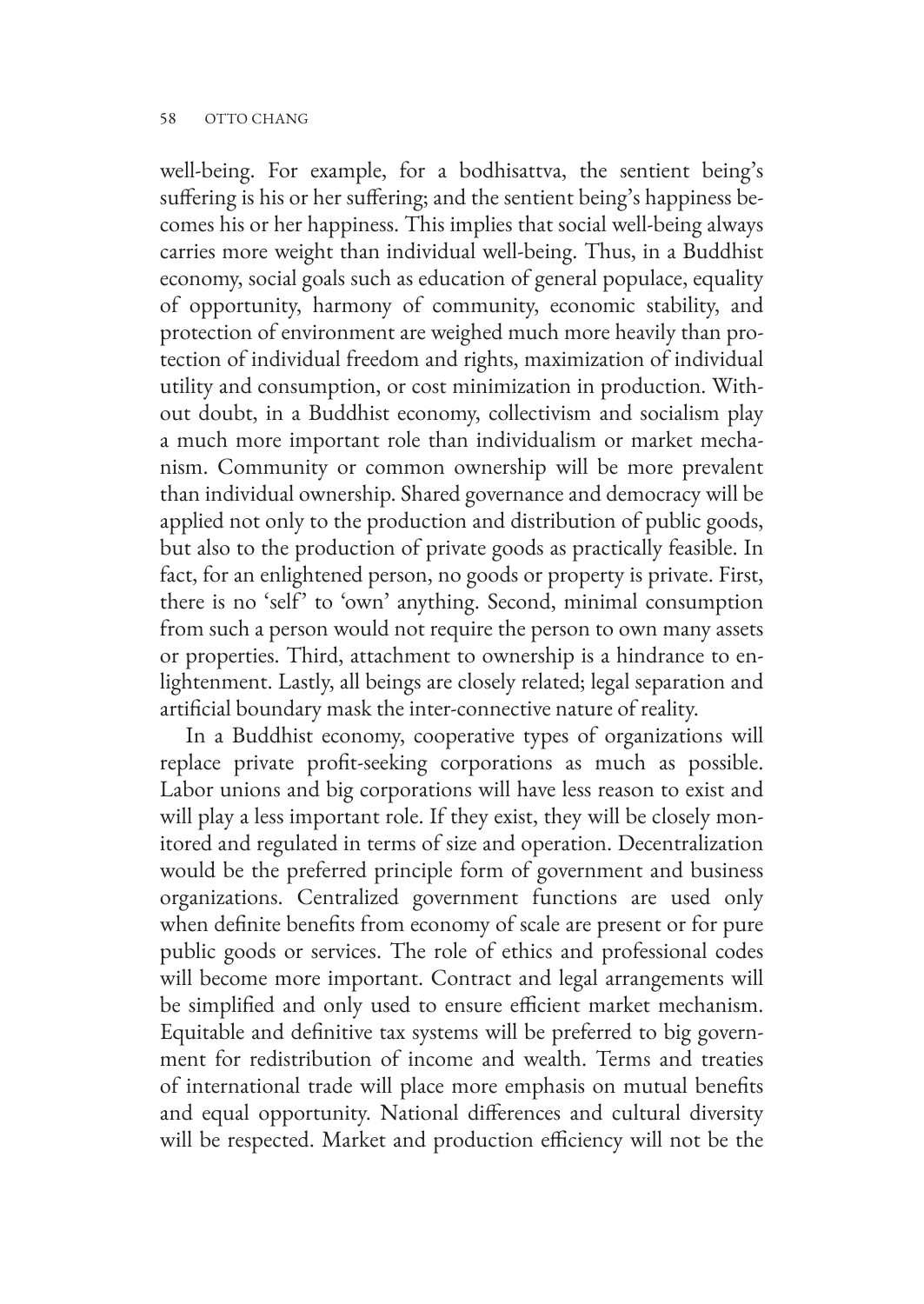well-being. For example, for a bodhisattva, the sentient being's suffering is his or her suffering; and the sentient being's happiness becomes his or her happiness. This implies that social well-being always carries more weight than individual well-being. Thus, in a Buddhist economy, social goals such as education of general populace, equality of opportunity, harmony of community, economic stability, and protection of environment are weighed much more heavily than protection of individual freedom and rights, maximization of individual utility and consumption, or cost minimization in production. Without doubt, in a Buddhist economy, collectivism and socialism play a much more important role than individualism or market mechanism. Community or common ownership will be more prevalent than individual ownership. Shared governance and democracy will be applied not only to the production and distribution of public goods, but also to the production of private goods as practically feasible. In fact, for an enlightened person, no goods or property is private. First, there is no 'self' to 'own' anything. Second, minimal consumption from such a person would not require the person to own many assets or properties. Third, attachment to ownership is a hindrance to enlightenment. Lastly, all beings are closely related; legal separation and artificial boundary mask the inter-connective nature of reality.

In a Buddhist economy, cooperative types of organizations will replace private profit-seeking corporations as much as possible. Labor unions and big corporations will have less reason to exist and will play a less important role. If they exist, they will be closely monitored and regulated in terms of size and operation. Decentralization would be the preferred principle form of government and business organizations. Centralized government functions are used only when definite benefits from economy of scale are present or for pure public goods or services. The role of ethics and professional codes will become more important. Contract and legal arrangements will be simplified and only used to ensure efficient market mechanism. Equitable and definitive tax systems will be preferred to big government for redistribution of income and wealth. Terms and treaties of international trade will place more emphasis on mutual benefits and equal opportunity. National differences and cultural diversity will be respected. Market and production efficiency will not be the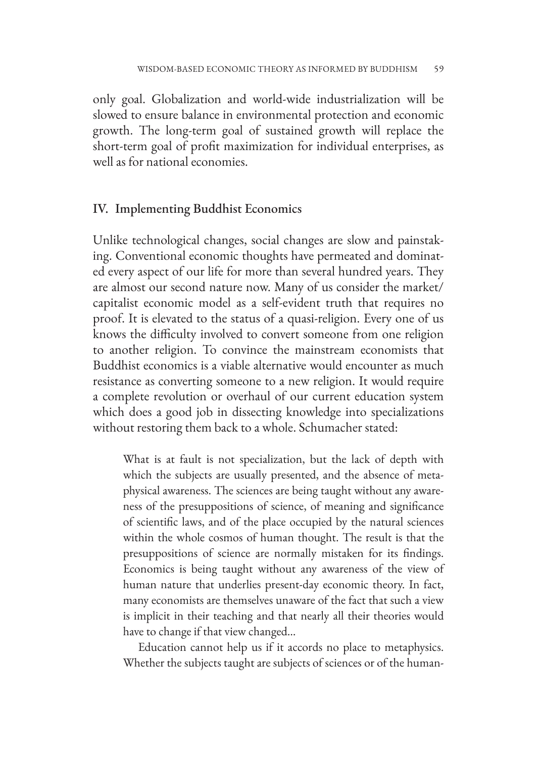only goal. Globalization and world-wide industrialization will be slowed to ensure balance in environmental protection and economic growth. The long-term goal of sustained growth will replace the short-term goal of profit maximization for individual enterprises, as well as for national economies.

## IV. Implementing Buddhist Economics

Unlike technological changes, social changes are slow and painstaking. Conventional economic thoughts have permeated and dominated every aspect of our life for more than several hundred years. They are almost our second nature now. Many of us consider the market/capitalist economic model as a self-evident truth that requires no proof. It is elevated to the status of a quasi-religion. Every one of us knows the difficulty involved to convert someone from one religion to another religion. To convince the mainstream economists that Buddhist economics is a viable alternative would encounter as much resistance as converting someone to a new religion. It would require a complete revolution or overhaul of our current education system which does a good job in dissecting knowledge into specializations without restoring them back to a whole. Schumacher stated:

> What is at fault is not specialization, but the lack of depth with which the subjects are usually presented, and the absence of metaphysical awareness. The sciences are being taught without any awareness of the presuppositions of science, of meaning and significance of scientific laws, and of the place occupied by the natural sciences within the whole cosmos of human thought. The result is that the presuppositions of science are normally mistaken for its findings. Economics is being taught without any awareness of the view of human nature that underlies present-day economic theory. In fact, many economists are themselves unaware of the fact that such a view is implicit in their teaching and that nearly all their theories would have to change if that view changed...
>
> Education cannot help us if it accords no place to metaphysics. Whether the subjects taught are subjects of sciences or of the human-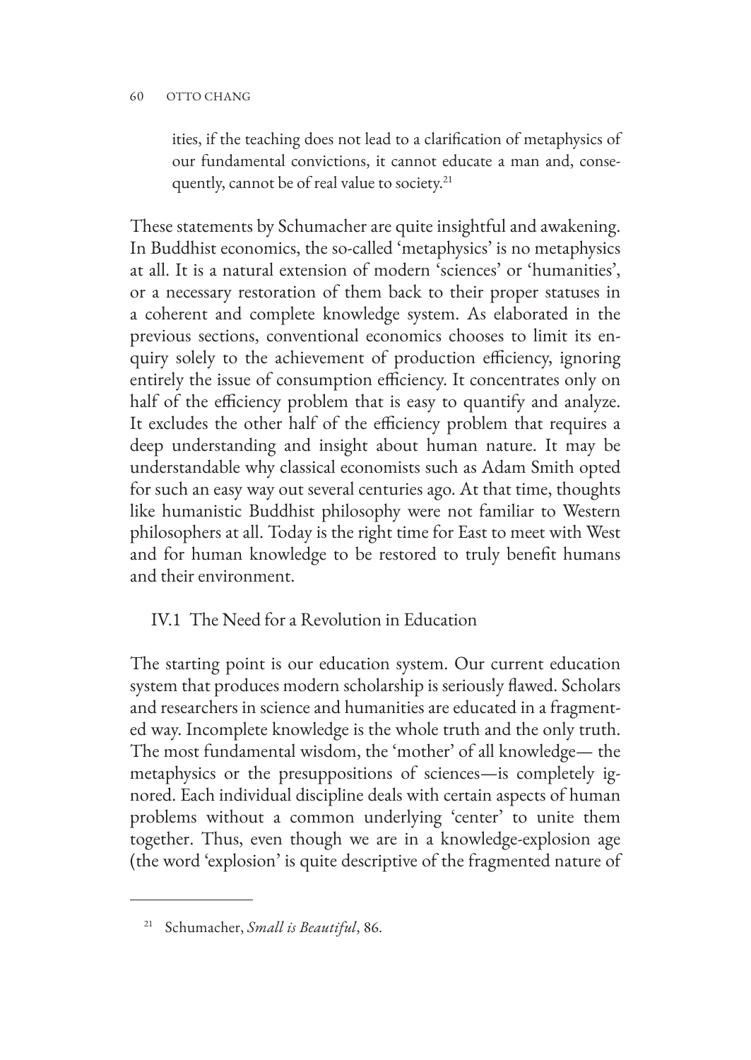ities, if the teaching does not lead to a clarification of metaphysics of our fundamental convictions, it cannot educate a man and, consequently, cannot be of real value to society.[21]

These statements by Schumacher are quite insightful and awakening. In Buddhist economics, the so-called 'metaphysics' is no metaphysics at all. It is a natural extension of modern 'sciences' or 'humanities', or a necessary restoration of them back to their proper statuses in a coherent and complete knowledge system. As elaborated in the previous sections, conventional economics chooses to limit its enquiry solely to the achievement of production efficiency, ignoring entirely the issue of consumption efficiency. It concentrates only on half of the efficiency problem that is easy to quantify and analyze. It excludes the other half of the efficiency problem that requires a deep understanding and insight about human nature. It may be understandable why classical economists such as Adam Smith opted for such an easy way out several centuries ago. At that time, thoughts like humanistic Buddhist philosophy were not familiar to Western philosophers at all. Today is the right time for East to meet with West and for human knowledge to be restored to truly benefit humans and their environment.

### IV.1 The Need for a Revolution in Education

The starting point is our education system. Our current education system that produces modern scholarship is seriously flawed. Scholars and researchers in science and humanities are educated in a fragmented way. Incomplete knowledge is the whole truth and the only truth. The most fundamental wisdom, the 'mother' of all knowledge— the metaphysics or the presuppositions of sciences—is completely ignored. Each individual discipline deals with certain aspects of human problems without a common underlying 'center' to unite them together. Thus, even though we are in a knowledge-explosion age (the word 'explosion' is quite descriptive of the fragmented nature of

---

[21] Schumacher, *Small is Beautiful*, 86.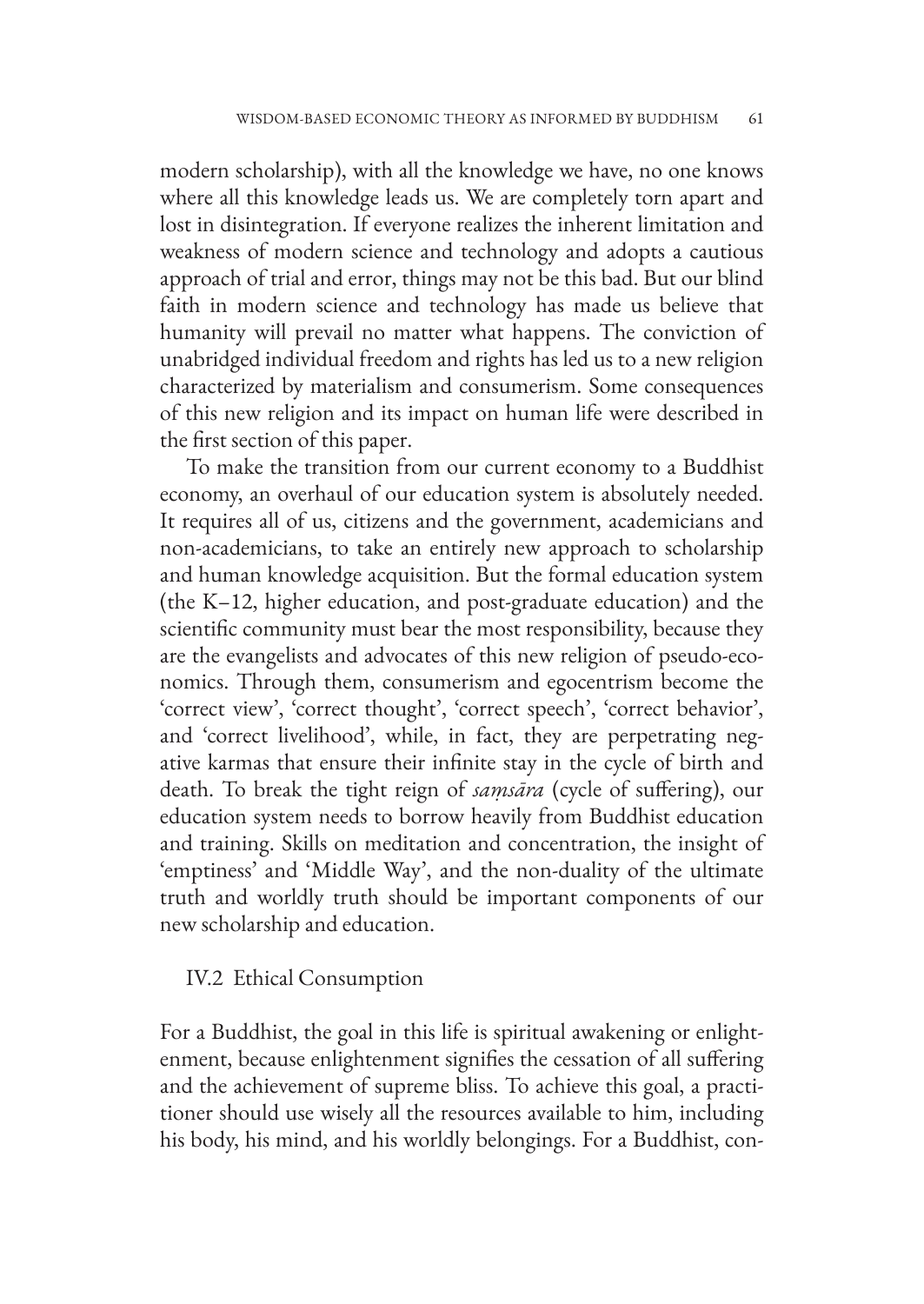modern scholarship), with all the knowledge we have, no one knows where all this knowledge leads us. We are completely torn apart and lost in disintegration. If everyone realizes the inherent limitation and weakness of modern science and technology and adopts a cautious approach of trial and error, things may not be this bad. But our blind faith in modern science and technology has made us believe that humanity will prevail no matter what happens. The conviction of unabridged individual freedom and rights has led us to a new religion characterized by materialism and consumerism. Some consequences of this new religion and its impact on human life were described in the first section of this paper.

To make the transition from our current economy to a Buddhist economy, an overhaul of our education system is absolutely needed. It requires all of us, citizens and the government, academicians and non-academicians, to take an entirely new approach to scholarship and human knowledge acquisition. But the formal education system (the K–12, higher education, and post-graduate education) and the scientific community must bear the most responsibility, because they are the evangelists and advocates of this new religion of pseudo-economics. Through them, consumerism and egocentrism become the 'correct view', 'correct thought', 'correct speech', 'correct behavior', and 'correct livelihood', while, in fact, they are perpetrating negative karmas that ensure their infinite stay in the cycle of birth and death. To break the tight reign of *saṃsāra* (cycle of suffering), our education system needs to borrow heavily from Buddhist education and training. Skills on meditation and concentration, the insight of 'emptiness' and 'Middle Way', and the non-duality of the ultimate truth and worldly truth should be important components of our new scholarship and education.

### IV.2 Ethical Consumption

For a Buddhist, the goal in this life is spiritual awakening or enlightenment, because enlightenment signifies the cessation of all suffering and the achievement of supreme bliss. To achieve this goal, a practitioner should use wisely all the resources available to him, including his body, his mind, and his worldly belongings. For a Buddhist, con-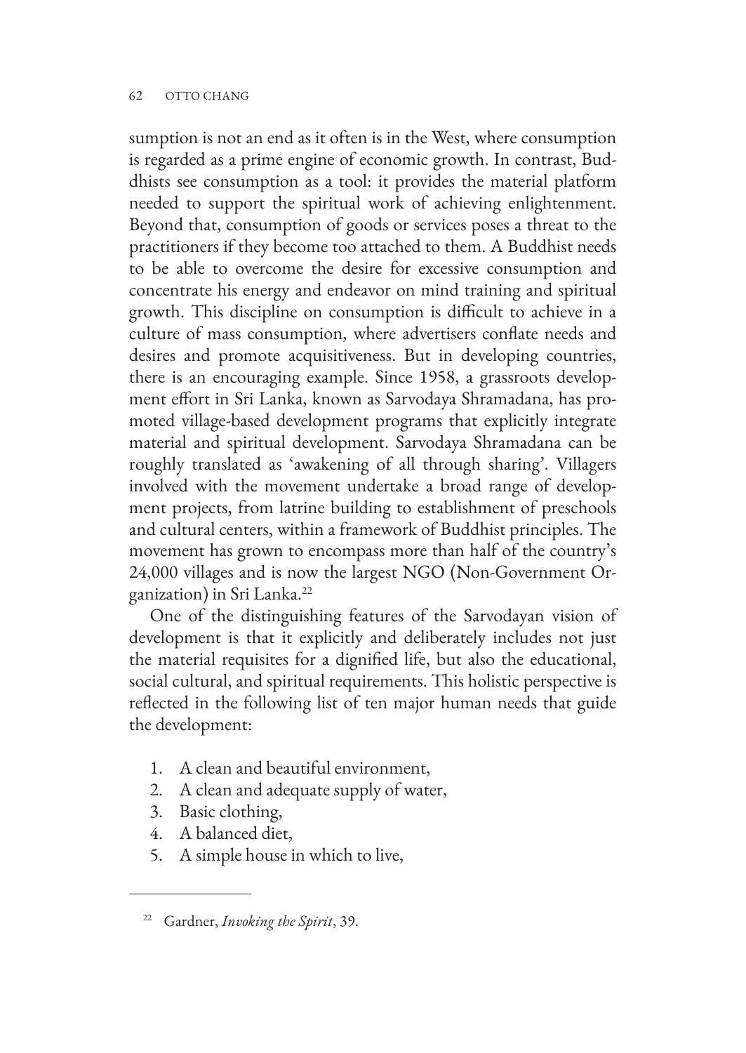sumption is not an end as it often is in the West, where consumption is regarded as a prime engine of economic growth. In contrast, Buddhists see consumption as a tool: it provides the material platform needed to support the spiritual work of achieving enlightenment. Beyond that, consumption of goods or services poses a threat to the practitioners if they become too attached to them. A Buddhist needs to be able to overcome the desire for excessive consumption and concentrate his energy and endeavor on mind training and spiritual growth. This discipline on consumption is difficult to achieve in a culture of mass consumption, where advertisers conflate needs and desires and promote acquisitiveness. But in developing countries, there is an encouraging example. Since 1958, a grassroots development effort in Sri Lanka, known as Sarvodaya Shramadana, has promoted village-based development programs that explicitly integrate material and spiritual development. Sarvodaya Shramadana can be roughly translated as 'awakening of all through sharing'. Villagers involved with the movement undertake a broad range of development projects, from latrine building to establishment of preschools and cultural centers, within a framework of Buddhist principles. The movement has grown to encompass more than half of the country's 24,000 villages and is now the largest NGO (Non-Government Organization) in Sri Lanka.[22]

One of the distinguishing features of the Sarvodayan vision of development is that it explicitly and deliberately includes not just the material requisites for a dignified life, but also the educational, social cultural, and spiritual requirements. This holistic perspective is reflected in the following list of ten major human needs that guide the development:

1. A clean and beautiful environment,
2. A clean and adequate supply of water,
3. Basic clothing,
4. A balanced diet,
5. A simple house in which to live,

[22] Gardner, *Invoking the Spirit*, 39.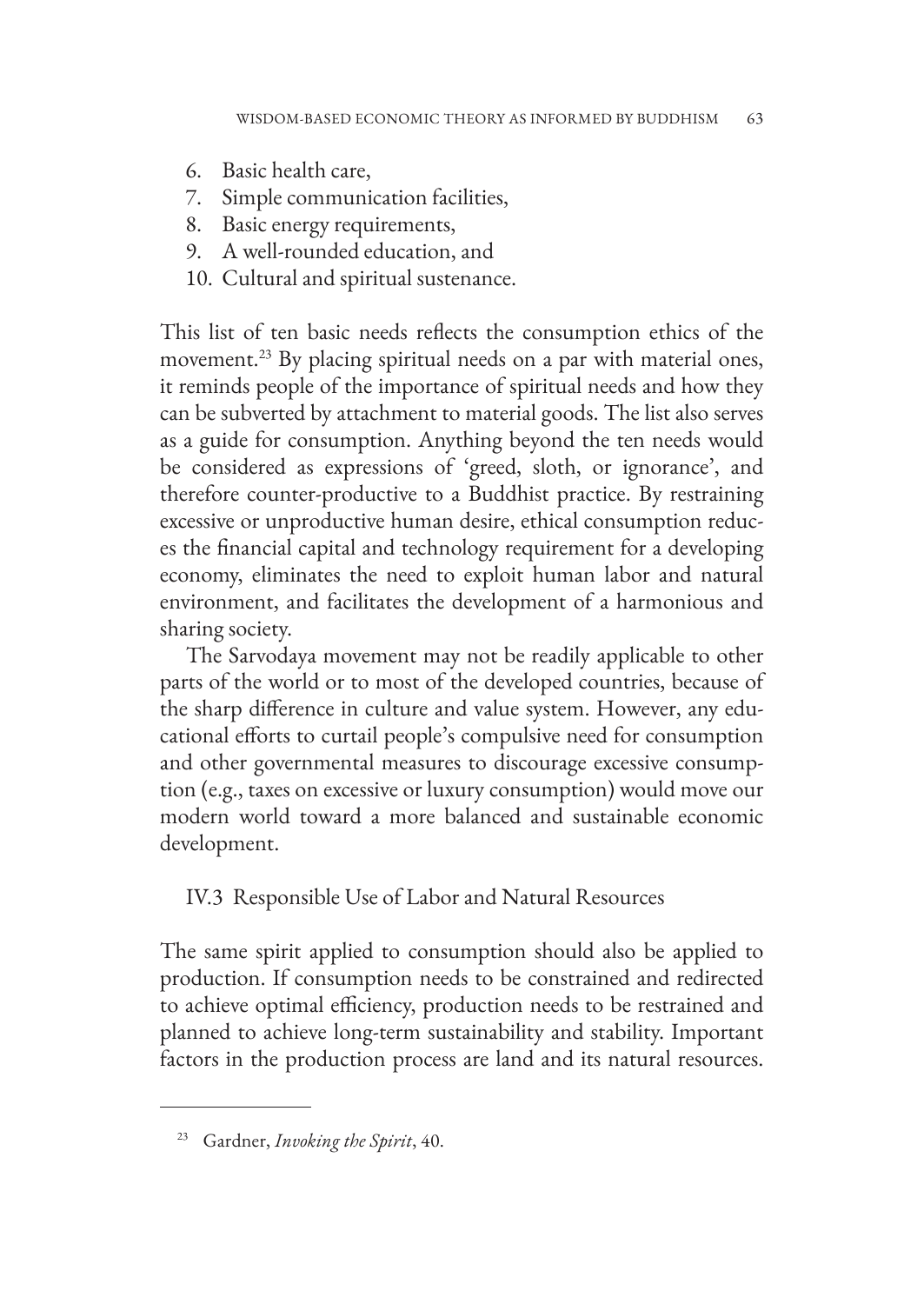6. Basic health care,
7. Simple communication facilities,
8. Basic energy requirements,
9. A well-rounded education, and
10. Cultural and spiritual sustenance.

This list of ten basic needs reflects the consumption ethics of the movement.[23] By placing spiritual needs on a par with material ones, it reminds people of the importance of spiritual needs and how they can be subverted by attachment to material goods. The list also serves as a guide for consumption. Anything beyond the ten needs would be considered as expressions of 'greed, sloth, or ignorance', and therefore counter-productive to a Buddhist practice. By restraining excessive or unproductive human desire, ethical consumption reduces the financial capital and technology requirement for a developing economy, eliminates the need to exploit human labor and natural environment, and facilitates the development of a harmonious and sharing society.

The Sarvodaya movement may not be readily applicable to other parts of the world or to most of the developed countries, because of the sharp difference in culture and value system. However, any educational efforts to curtail people's compulsive need for consumption and other governmental measures to discourage excessive consumption (e.g., taxes on excessive or luxury consumption) would move our modern world toward a more balanced and sustainable economic development.

### IV.3 Responsible Use of Labor and Natural Resources

The same spirit applied to consumption should also be applied to production. If consumption needs to be constrained and redirected to achieve optimal efficiency, production needs to be restrained and planned to achieve long-term sustainability and stability. Important factors in the production process are land and its natural resources.

[23] Gardner, *Invoking the Spirit*, 40.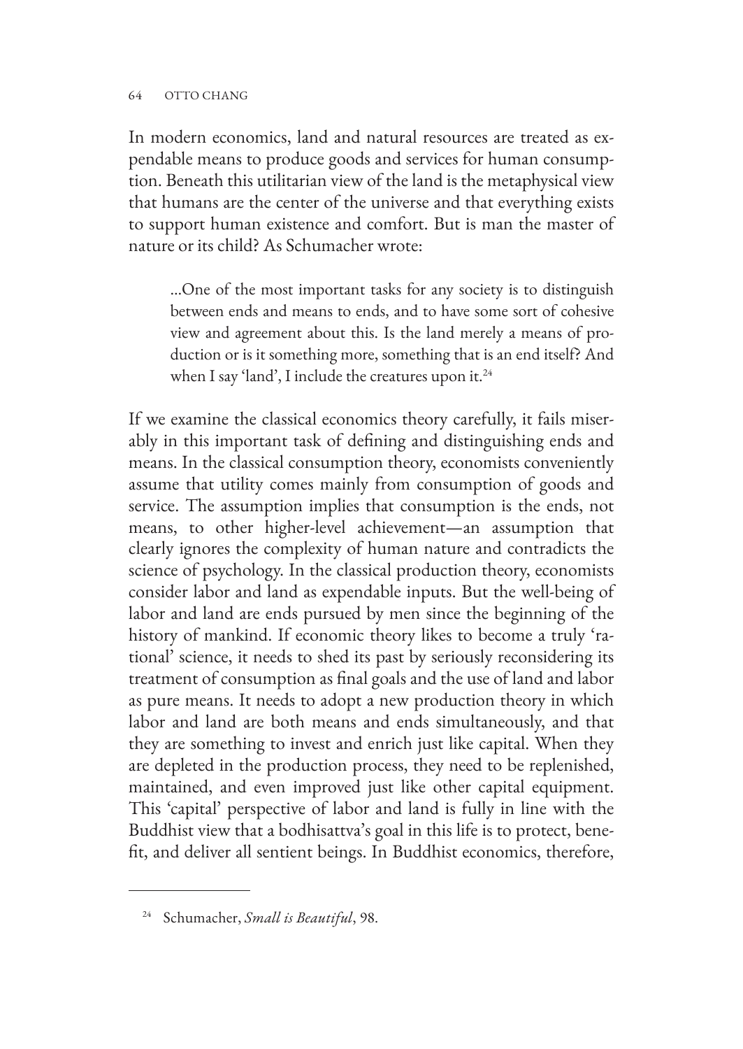In modern economics, land and natural resources are treated as expendable means to produce goods and services for human consumption. Beneath this utilitarian view of the land is the metaphysical view that humans are the center of the universe and that everything exists to support human existence and comfort. But is man the master of nature or its child? As Schumacher wrote:

> ...One of the most important tasks for any society is to distinguish between ends and means to ends, and to have some sort of cohesive view and agreement about this. Is the land merely a means of production or is it something more, something that is an end itself? And when I say 'land', I include the creatures upon it.[24]

If we examine the classical economics theory carefully, it fails miserably in this important task of defining and distinguishing ends and means. In the classical consumption theory, economists conveniently assume that utility comes mainly from consumption of goods and service. The assumption implies that consumption is the ends, not means, to other higher-level achievement—an assumption that clearly ignores the complexity of human nature and contradicts the science of psychology. In the classical production theory, economists consider labor and land as expendable inputs. But the well-being of labor and land are ends pursued by men since the beginning of the history of mankind. If economic theory likes to become a truly 'rational' science, it needs to shed its past by seriously reconsidering its treatment of consumption as final goals and the use of land and labor as pure means. It needs to adopt a new production theory in which labor and land are both means and ends simultaneously, and that they are something to invest and enrich just like capital. When they are depleted in the production process, they need to be replenished, maintained, and even improved just like other capital equipment. This 'capital' perspective of labor and land is fully in line with the Buddhist view that a bodhisattva's goal in this life is to protect, benefit, and deliver all sentient beings. In Buddhist economics, therefore,

---

[24] Schumacher, *Small is Beautiful*, 98.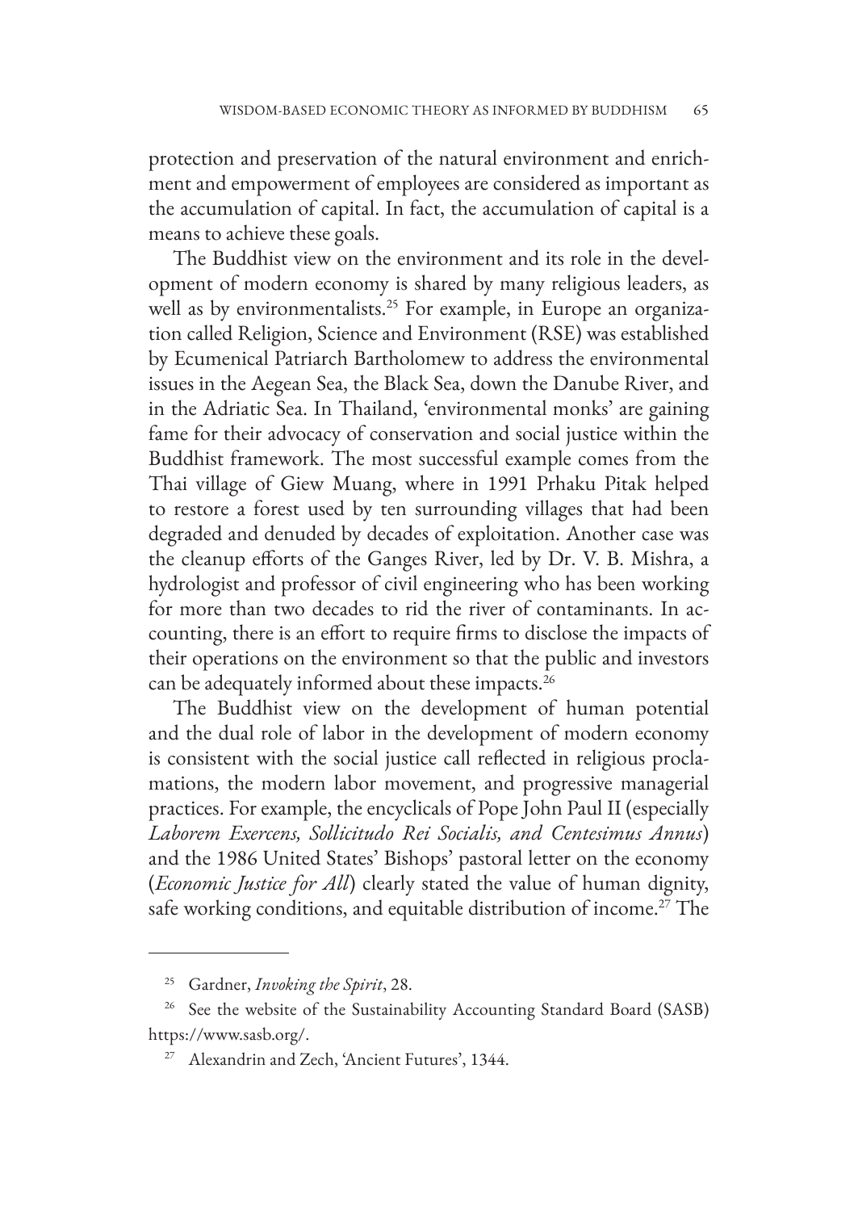protection and preservation of the natural environment and enrichment and empowerment of employees are considered as important as the accumulation of capital. In fact, the accumulation of capital is a means to achieve these goals.

The Buddhist view on the environment and its role in the development of modern economy is shared by many religious leaders, as well as by environmentalists.[25] For example, in Europe an organization called Religion, Science and Environment (RSE) was established by Ecumenical Patriarch Bartholomew to address the environmental issues in the Aegean Sea, the Black Sea, down the Danube River, and in the Adriatic Sea. In Thailand, 'environmental monks' are gaining fame for their advocacy of conservation and social justice within the Buddhist framework. The most successful example comes from the Thai village of Giew Muang, where in 1991 Prhaku Pitak helped to restore a forest used by ten surrounding villages that had been degraded and denuded by decades of exploitation. Another case was the cleanup efforts of the Ganges River, led by Dr. V. B. Mishra, a hydrologist and professor of civil engineering who has been working for more than two decades to rid the river of contaminants. In accounting, there is an effort to require firms to disclose the impacts of their operations on the environment so that the public and investors can be adequately informed about these impacts.[26]

The Buddhist view on the development of human potential and the dual role of labor in the development of modern economy is consistent with the social justice call reflected in religious proclamations, the modern labor movement, and progressive managerial practices. For example, the encyclicals of Pope John Paul II (especially *Laborem Exercens, Sollicitudo Rei Socialis, and Centesimus Annus*) and the 1986 United States' Bishops' pastoral letter on the economy (*Economic Justice for All*) clearly stated the value of human dignity, safe working conditions, and equitable distribution of income.[27] The

---

[25] Gardner, *Invoking the Spirit*, 28.

[26] See the website of the Sustainability Accounting Standard Board (SASB) https://www.sasb.org/.

[27] Alexandrin and Zech, 'Ancient Futures', 1344.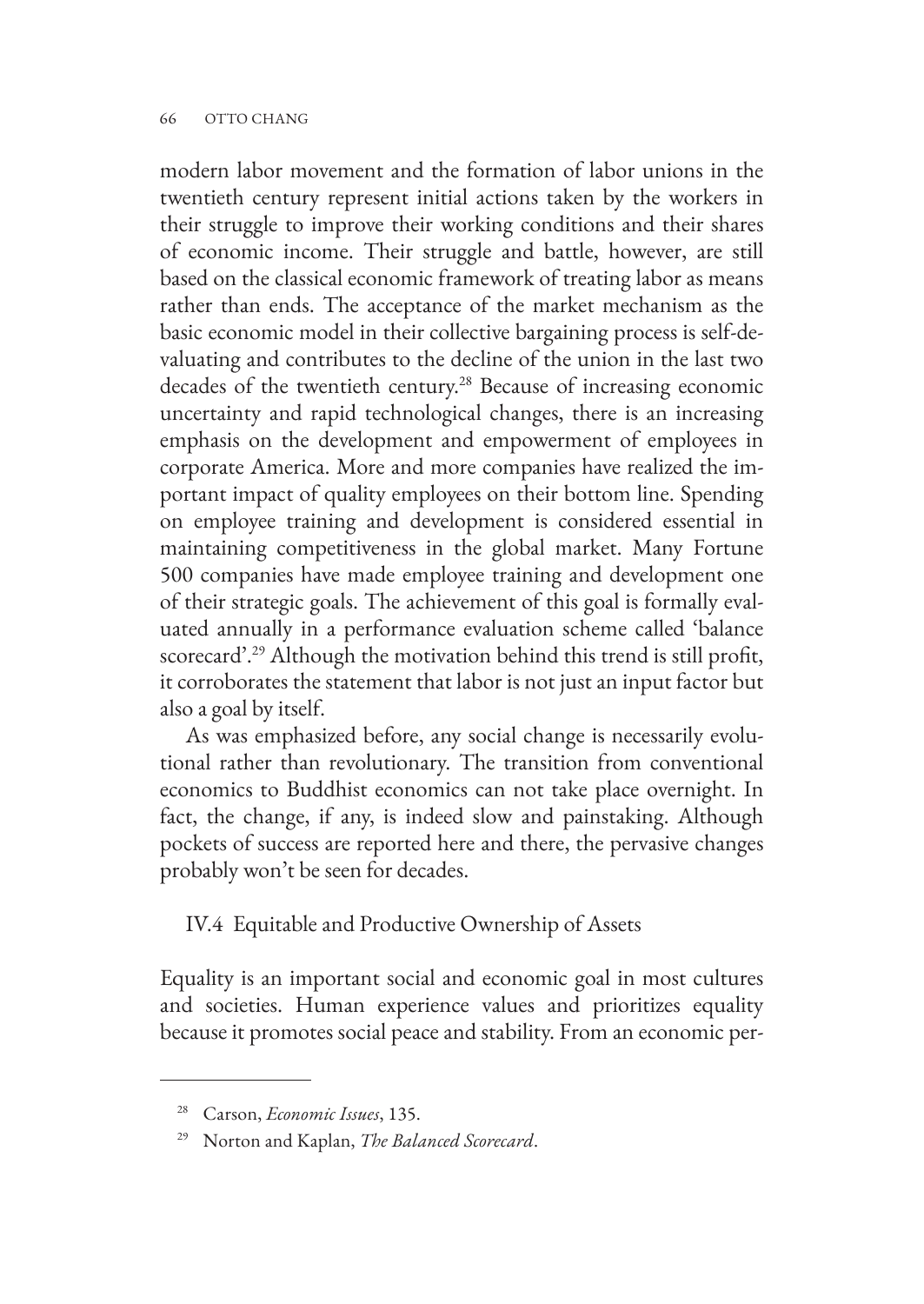modern labor movement and the formation of labor unions in the twentieth century represent initial actions taken by the workers in their struggle to improve their working conditions and their shares of economic income. Their struggle and battle, however, are still based on the classical economic framework of treating labor as means rather than ends. The acceptance of the market mechanism as the basic economic model in their collective bargaining process is self-devaluating and contributes to the decline of the union in the last two decades of the twentieth century.[28] Because of increasing economic uncertainty and rapid technological changes, there is an increasing emphasis on the development and empowerment of employees in corporate America. More and more companies have realized the important impact of quality employees on their bottom line. Spending on employee training and development is considered essential in maintaining competitiveness in the global market. Many Fortune 500 companies have made employee training and development one of their strategic goals. The achievement of this goal is formally evaluated annually in a performance evaluation scheme called 'balance scorecard'.[29] Although the motivation behind this trend is still profit, it corroborates the statement that labor is not just an input factor but also a goal by itself.

As was emphasized before, any social change is necessarily evolutional rather than revolutionary. The transition from conventional economics to Buddhist economics can not take place overnight. In fact, the change, if any, is indeed slow and painstaking. Although pockets of success are reported here and there, the pervasive changes probably won't be seen for decades.

### IV.4 Equitable and Productive Ownership of Assets

Equality is an important social and economic goal in most cultures and societies. Human experience values and prioritizes equality because it promotes social peace and stability. From an economic per-

---

[28] Carson, *Economic Issues*, 135.

[29] Norton and Kaplan, *The Balanced Scorecard*.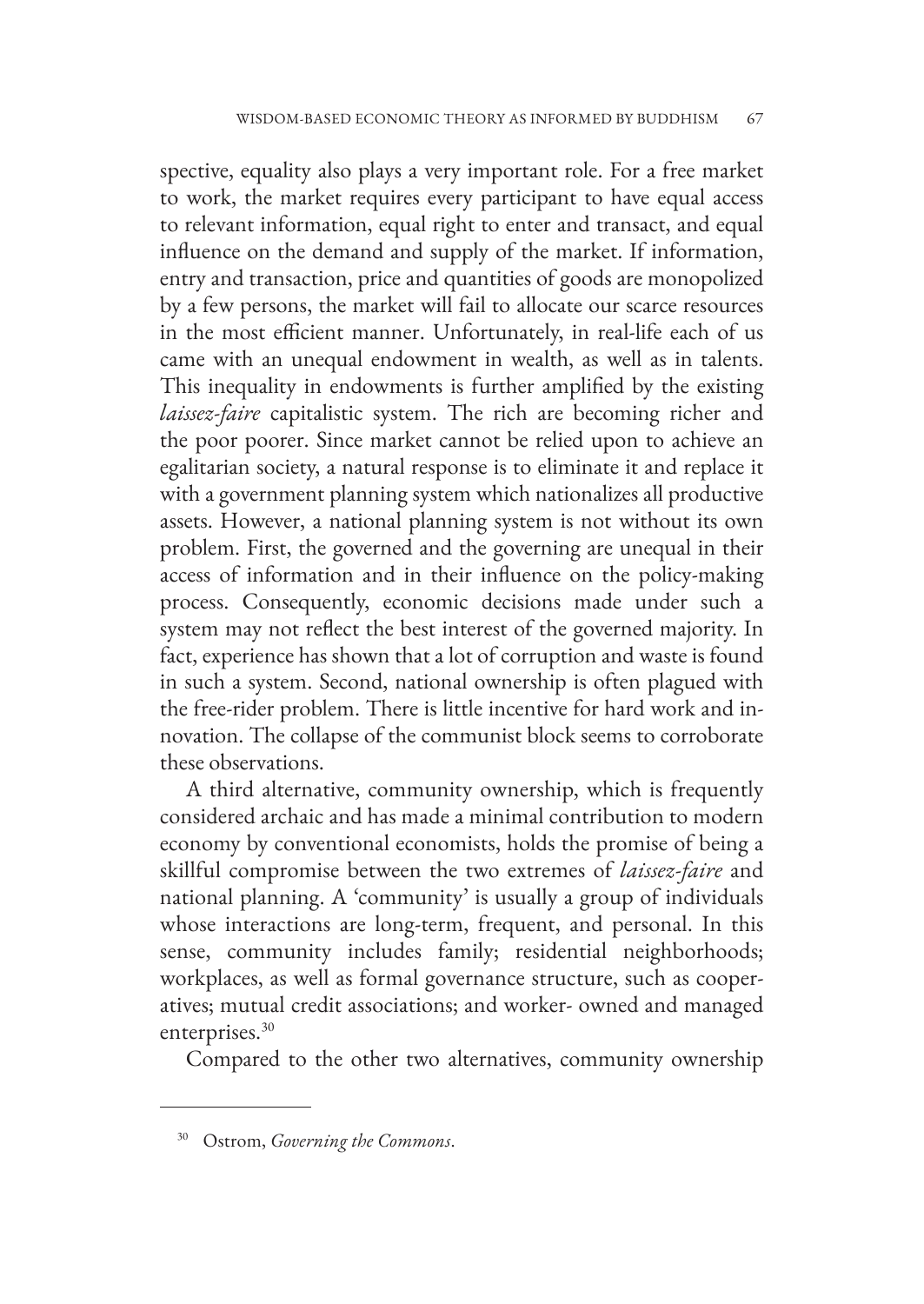spective, equality also plays a very important role. For a free market to work, the market requires every participant to have equal access to relevant information, equal right to enter and transact, and equal influence on the demand and supply of the market. If information, entry and transaction, price and quantities of goods are monopolized by a few persons, the market will fail to allocate our scarce resources in the most efficient manner. Unfortunately, in real-life each of us came with an unequal endowment in wealth, as well as in talents. This inequality in endowments is further amplified by the existing *laissez-faire* capitalistic system. The rich are becoming richer and the poor poorer. Since market cannot be relied upon to achieve an egalitarian society, a natural response is to eliminate it and replace it with a government planning system which nationalizes all productive assets. However, a national planning system is not without its own problem. First, the governed and the governing are unequal in their access of information and in their influence on the policy-making process. Consequently, economic decisions made under such a system may not reflect the best interest of the governed majority. In fact, experience has shown that a lot of corruption and waste is found in such a system. Second, national ownership is often plagued with the free-rider problem. There is little incentive for hard work and innovation. The collapse of the communist block seems to corroborate these observations.

A third alternative, community ownership, which is frequently considered archaic and has made a minimal contribution to modern economy by conventional economists, holds the promise of being a skillful compromise between the two extremes of *laissez-faire* and national planning. A 'community' is usually a group of individuals whose interactions are long-term, frequent, and personal. In this sense, community includes family; residential neighborhoods; workplaces, as well as formal governance structure, such as cooperatives; mutual credit associations; and worker- owned and managed enterprises.[30]

Compared to the other two alternatives, community ownership

---

[30] Ostrom, *Governing the Commons*.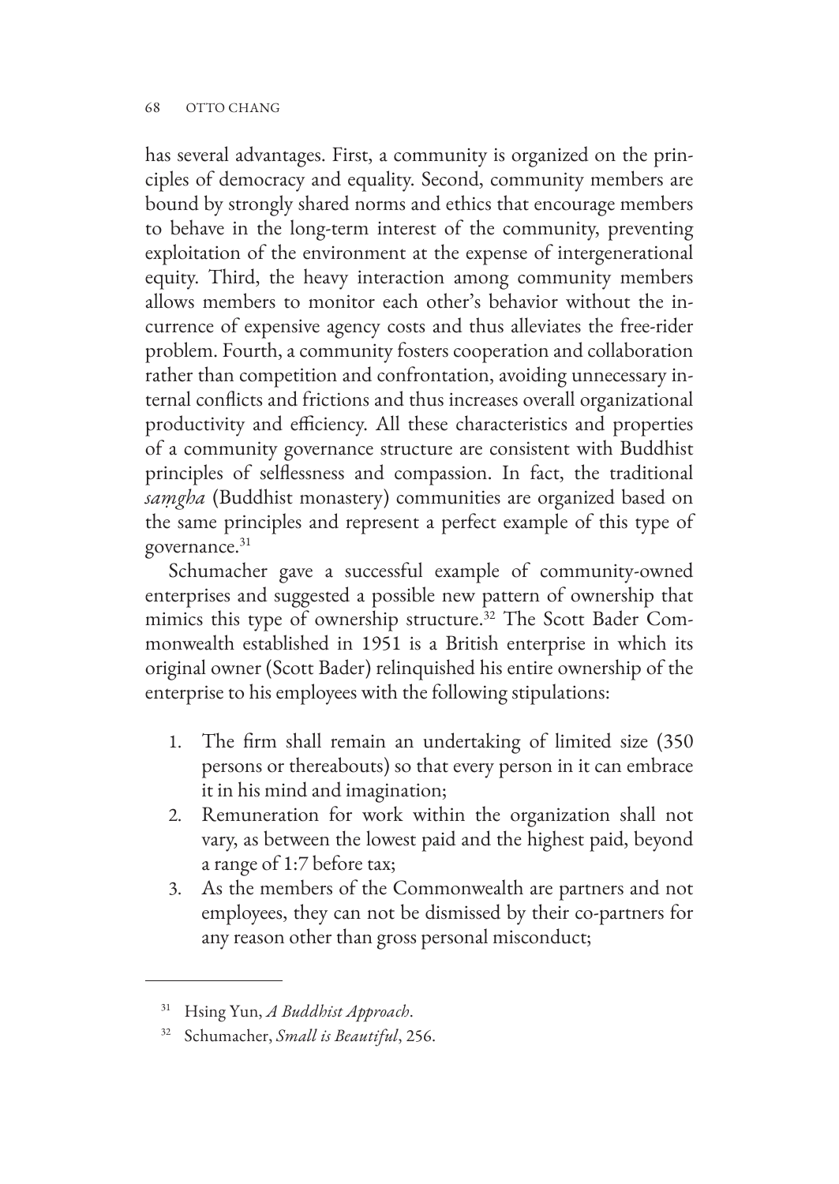has several advantages. First, a community is organized on the principles of democracy and equality. Second, community members are bound by strongly shared norms and ethics that encourage members to behave in the long-term interest of the community, preventing exploitation of the environment at the expense of intergenerational equity. Third, the heavy interaction among community members allows members to monitor each other's behavior without the incurrence of expensive agency costs and thus alleviates the free-rider problem. Fourth, a community fosters cooperation and collaboration rather than competition and confrontation, avoiding unnecessary internal conflicts and frictions and thus increases overall organizational productivity and efficiency. All these characteristics and properties of a community governance structure are consistent with Buddhist principles of selflessness and compassion. In fact, the traditional *saṃgha* (Buddhist monastery) communities are organized based on the same principles and represent a perfect example of this type of governance.[31]

Schumacher gave a successful example of community-owned enterprises and suggested a possible new pattern of ownership that mimics this type of ownership structure.[32] The Scott Bader Commonwealth established in 1951 is a British enterprise in which its original owner (Scott Bader) relinquished his entire ownership of the enterprise to his employees with the following stipulations:

1. The firm shall remain an undertaking of limited size (350 persons or thereabouts) so that every person in it can embrace it in his mind and imagination;
2. Remuneration for work within the organization shall not vary, as between the lowest paid and the highest paid, beyond a range of 1:7 before tax;
3. As the members of the Commonwealth are partners and not employees, they can not be dismissed by their co-partners for any reason other than gross personal misconduct;

---

[31] Hsing Yun, *A Buddhist Approach*.

[32] Schumacher, *Small is Beautiful*, 256.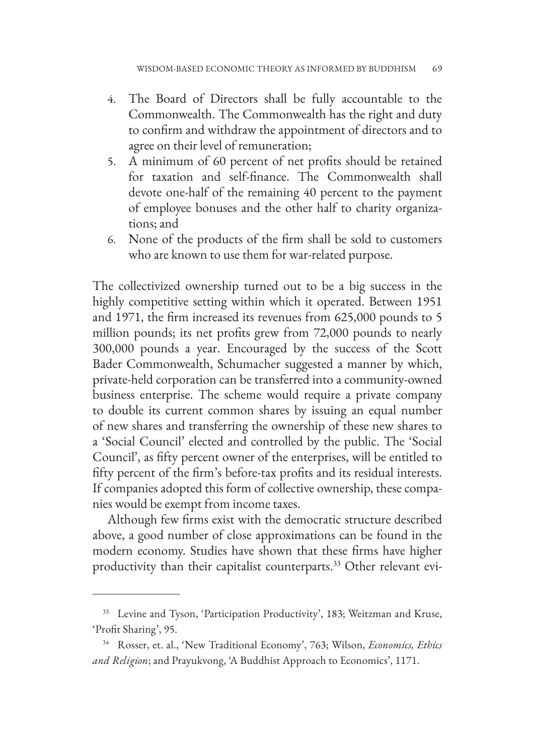4. The Board of Directors shall be fully accountable to the Commonwealth. The Commonwealth has the right and duty to confirm and withdraw the appointment of directors and to agree on their level of remuneration;
5. A minimum of 60 percent of net profits should be retained for taxation and self-finance. The Commonwealth shall devote one-half of the remaining 40 percent to the payment of employee bonuses and the other half to charity organizations; and
6. None of the products of the firm shall be sold to customers who are known to use them for war-related purpose.

The collectivized ownership turned out to be a big success in the highly competitive setting within which it operated. Between 1951 and 1971, the firm increased its revenues from 625,000 pounds to 5 million pounds; its net profits grew from 72,000 pounds to nearly 300,000 pounds a year. Encouraged by the success of the Scott Bader Commonwealth, Schumacher suggested a manner by which, private-held corporation can be transferred into a community-owned business enterprise. The scheme would require a private company to double its current common shares by issuing an equal number of new shares and transferring the ownership of these new shares to a 'Social Council' elected and controlled by the public. The 'Social Council', as fifty percent owner of the enterprises, will be entitled to fifty percent of the firm's before-tax profits and its residual interests. If companies adopted this form of collective ownership, these companies would be exempt from income taxes.

Although few firms exist with the democratic structure described above, a good number of close approximations can be found in the modern economy. Studies have shown that these firms have higher productivity than their capitalist counterparts.[33] Other relevant evi-

---

[33] Levine and Tyson, 'Participation Productivity', 183; Weitzman and Kruse, 'Profit Sharing', 95.

[34] Rosser, et. al., 'New Traditional Economy', 763; Wilson, *Economics, Ethics and Religion*; and Prayukvong, 'A Buddhist Approach to Economics', 1171.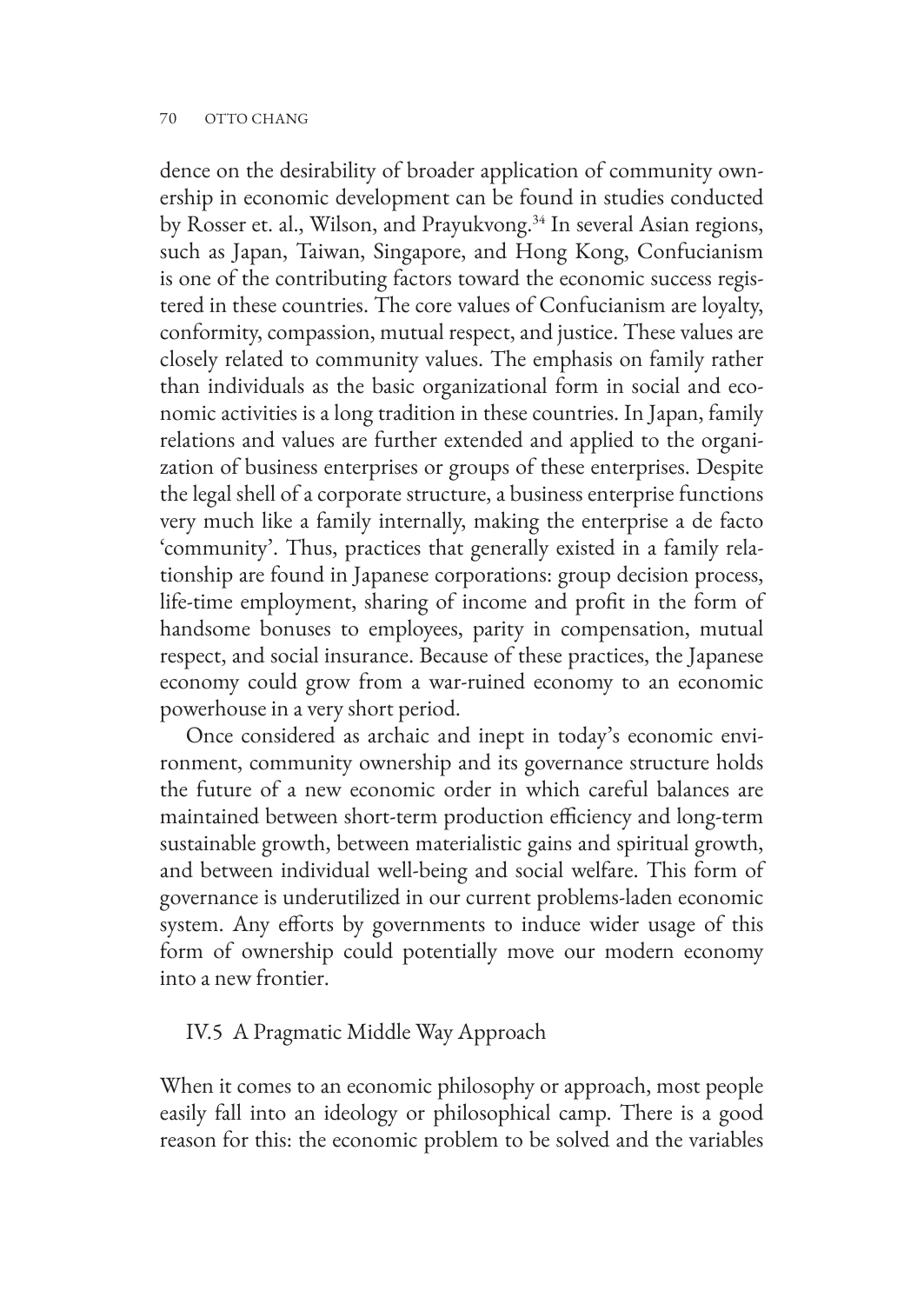dence on the desirability of broader application of community ownership in economic development can be found in studies conducted by Rosser et. al., Wilson, and Prayukvong.[34] In several Asian regions, such as Japan, Taiwan, Singapore, and Hong Kong, Confucianism is one of the contributing factors toward the economic success registered in these countries. The core values of Confucianism are loyalty, conformity, compassion, mutual respect, and justice. These values are closely related to community values. The emphasis on family rather than individuals as the basic organizational form in social and economic activities is a long tradition in these countries. In Japan, family relations and values are further extended and applied to the organization of business enterprises or groups of these enterprises. Despite the legal shell of a corporate structure, a business enterprise functions very much like a family internally, making the enterprise a de facto 'community'. Thus, practices that generally existed in a family relationship are found in Japanese corporations: group decision process, life-time employment, sharing of income and profit in the form of handsome bonuses to employees, parity in compensation, mutual respect, and social insurance. Because of these practices, the Japanese economy could grow from a war-ruined economy to an economic powerhouse in a very short period.

Once considered as archaic and inept in today's economic environment, community ownership and its governance structure holds the future of a new economic order in which careful balances are maintained between short-term production efficiency and long-term sustainable growth, between materialistic gains and spiritual growth, and between individual well-being and social welfare. This form of governance is underutilized in our current problems-laden economic system. Any efforts by governments to induce wider usage of this form of ownership could potentially move our modern economy into a new frontier.

### IV.5 A Pragmatic Middle Way Approach

When it comes to an economic philosophy or approach, most people easily fall into an ideology or philosophical camp. There is a good reason for this: the economic problem to be solved and the variables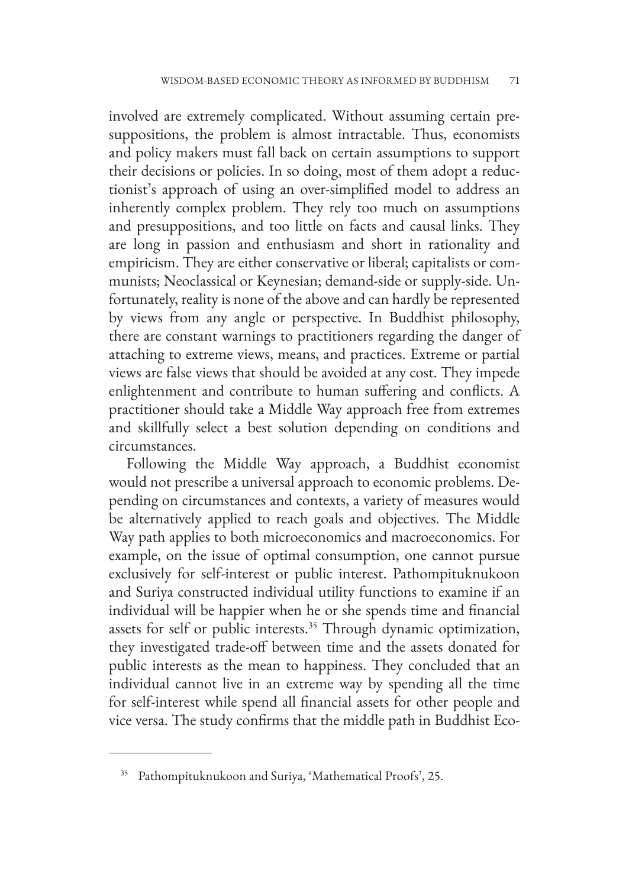involved are extremely complicated. Without assuming certain presuppositions, the problem is almost intractable. Thus, economists and policy makers must fall back on certain assumptions to support their decisions or policies. In so doing, most of them adopt a reductionist's approach of using an over-simplified model to address an inherently complex problem. They rely too much on assumptions and presuppositions, and too little on facts and causal links. They are long in passion and enthusiasm and short in rationality and empiricism. They are either conservative or liberal; capitalists or communists; Neoclassical or Keynesian; demand-side or supply-side. Unfortunately, reality is none of the above and can hardly be represented by views from any angle or perspective. In Buddhist philosophy, there are constant warnings to practitioners regarding the danger of attaching to extreme views, means, and practices. Extreme or partial views are false views that should be avoided at any cost. They impede enlightenment and contribute to human suffering and conflicts. A practitioner should take a Middle Way approach free from extremes and skillfully select a best solution depending on conditions and circumstances.

Following the Middle Way approach, a Buddhist economist would not prescribe a universal approach to economic problems. Depending on circumstances and contexts, a variety of measures would be alternatively applied to reach goals and objectives. The Middle Way path applies to both microeconomics and macroeconomics. For example, on the issue of optimal consumption, one cannot pursue exclusively for self-interest or public interest. Pathompituknukoon and Suriya constructed individual utility functions to examine if an individual will be happier when he or she spends time and financial assets for self or public interests.[35] Through dynamic optimization, they investigated trade-off between time and the assets donated for public interests as the mean to happiness. They concluded that an individual cannot live in an extreme way by spending all the time for self-interest while spend all financial assets for other people and vice versa. The study confirms that the middle path in Buddhist Eco-

---

[35] Pathompituknukoon and Suriya, 'Mathematical Proofs', 25.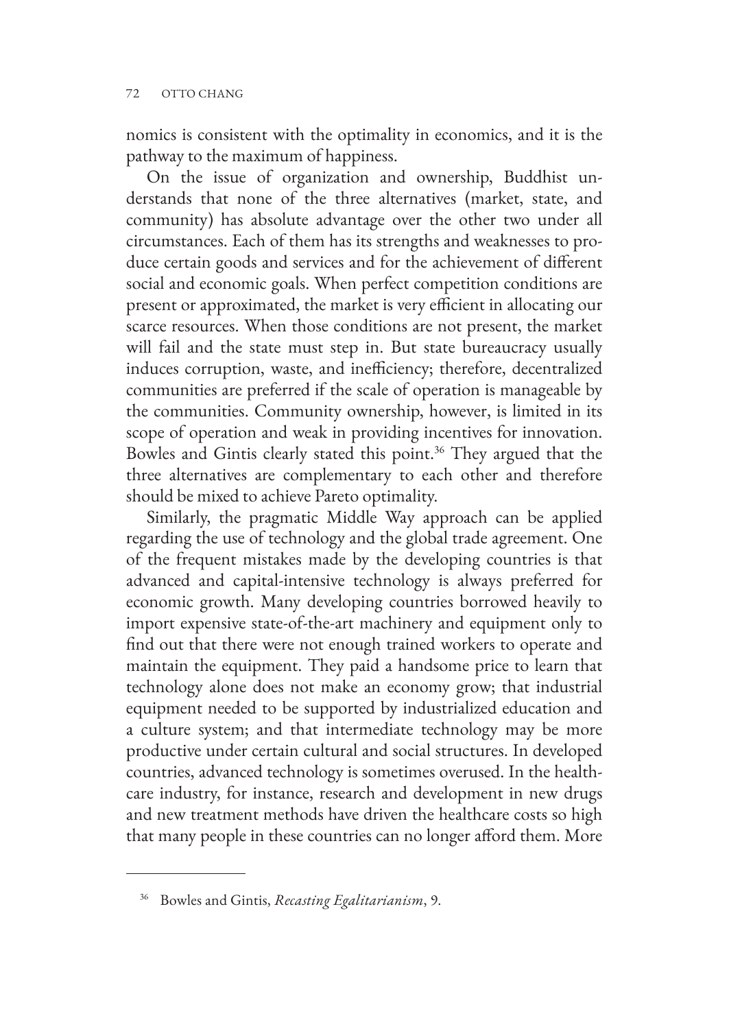nomics is consistent with the optimality in economics, and it is the pathway to the maximum of happiness.

On the issue of organization and ownership, Buddhist understands that none of the three alternatives (market, state, and community) has absolute advantage over the other two under all circumstances. Each of them has its strengths and weaknesses to produce certain goods and services and for the achievement of different social and economic goals. When perfect competition conditions are present or approximated, the market is very efficient in allocating our scarce resources. When those conditions are not present, the market will fail and the state must step in. But state bureaucracy usually induces corruption, waste, and inefficiency; therefore, decentralized communities are preferred if the scale of operation is manageable by the communities. Community ownership, however, is limited in its scope of operation and weak in providing incentives for innovation. Bowles and Gintis clearly stated this point.[36] They argued that the three alternatives are complementary to each other and therefore should be mixed to achieve Pareto optimality.

Similarly, the pragmatic Middle Way approach can be applied regarding the use of technology and the global trade agreement. One of the frequent mistakes made by the developing countries is that advanced and capital-intensive technology is always preferred for economic growth. Many developing countries borrowed heavily to import expensive state-of-the-art machinery and equipment only to find out that there were not enough trained workers to operate and maintain the equipment. They paid a handsome price to learn that technology alone does not make an economy grow; that industrial equipment needed to be supported by industrialized education and a culture system; and that intermediate technology may be more productive under certain cultural and social structures. In developed countries, advanced technology is sometimes overused. In the healthcare industry, for instance, research and development in new drugs and new treatment methods have driven the healthcare costs so high that many people in these countries can no longer afford them. More

---

[36] Bowles and Gintis, *Recasting Egalitarianism*, 9.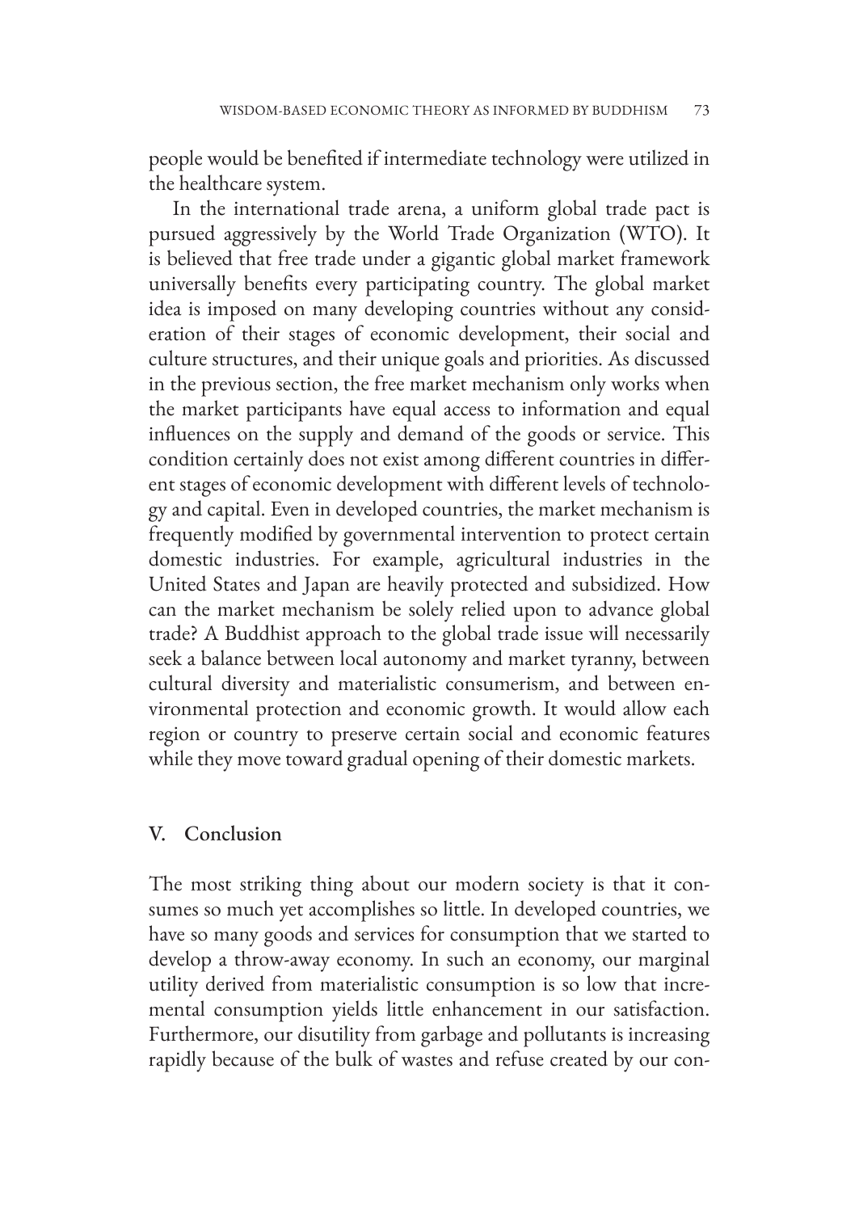people would be benefited if intermediate technology were utilized in the healthcare system.

In the international trade arena, a uniform global trade pact is pursued aggressively by the World Trade Organization (WTO). It is believed that free trade under a gigantic global market framework universally benefits every participating country. The global market idea is imposed on many developing countries without any consideration of their stages of economic development, their social and culture structures, and their unique goals and priorities. As discussed in the previous section, the free market mechanism only works when the market participants have equal access to information and equal influences on the supply and demand of the goods or service. This condition certainly does not exist among different countries in different stages of economic development with different levels of technology and capital. Even in developed countries, the market mechanism is frequently modified by governmental intervention to protect certain domestic industries. For example, agricultural industries in the United States and Japan are heavily protected and subsidized. How can the market mechanism be solely relied upon to advance global trade? A Buddhist approach to the global trade issue will necessarily seek a balance between local autonomy and market tyranny, between cultural diversity and materialistic consumerism, and between environmental protection and economic growth. It would allow each region or country to preserve certain social and economic features while they move toward gradual opening of their domestic markets.

## V. Conclusion

The most striking thing about our modern society is that it consumes so much yet accomplishes so little. In developed countries, we have so many goods and services for consumption that we started to develop a throw-away economy. In such an economy, our marginal utility derived from materialistic consumption is so low that incremental consumption yields little enhancement in our satisfaction. Furthermore, our disutility from garbage and pollutants is increasing rapidly because of the bulk of wastes and refuse created by our con-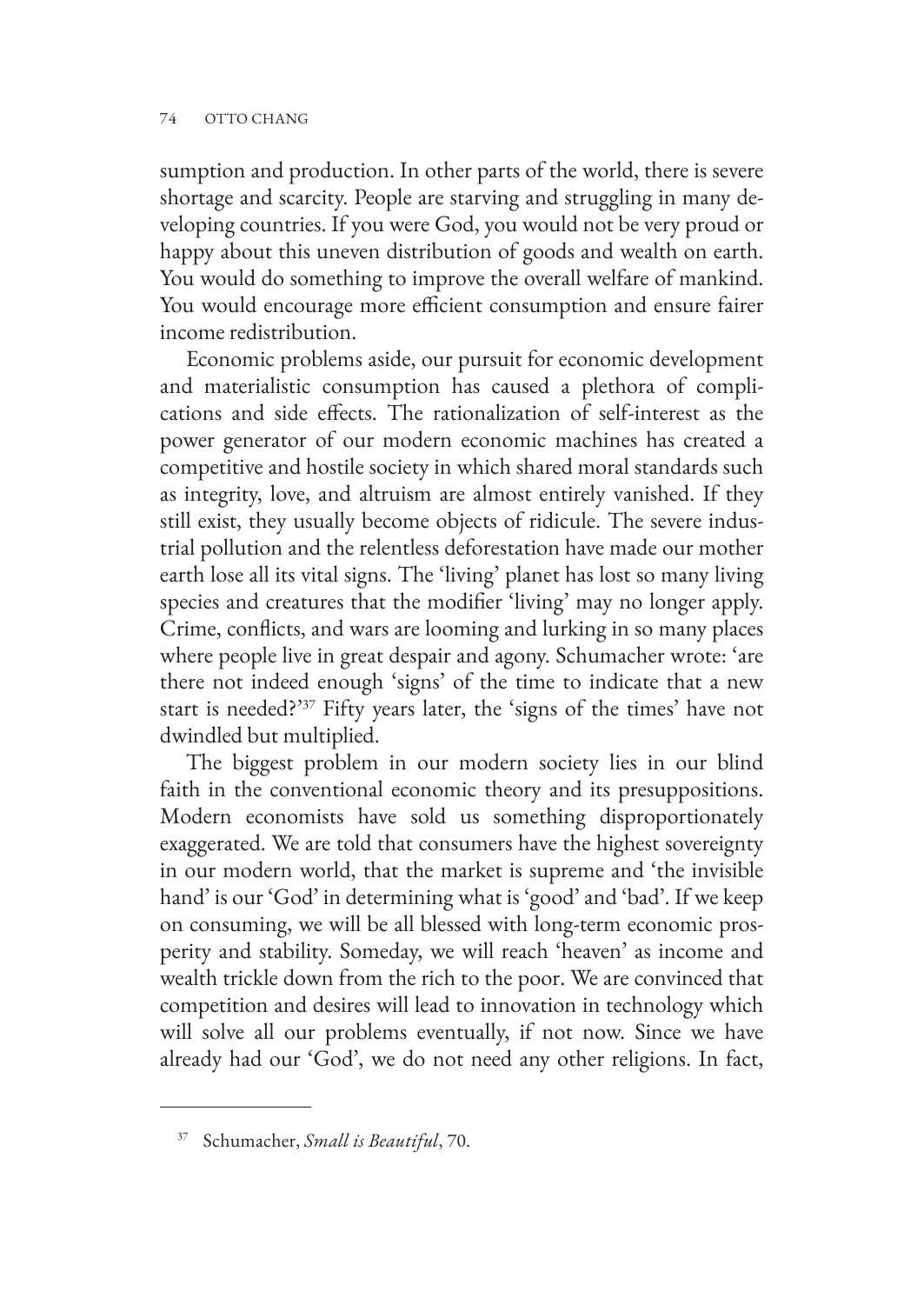sumption and production. In other parts of the world, there is severe shortage and scarcity. People are starving and struggling in many developing countries. If you were God, you would not be very proud or happy about this uneven distribution of goods and wealth on earth. You would do something to improve the overall welfare of mankind. You would encourage more efficient consumption and ensure fairer income redistribution.

Economic problems aside, our pursuit for economic development and materialistic consumption has caused a plethora of complications and side effects. The rationalization of self-interest as the power generator of our modern economic machines has created a competitive and hostile society in which shared moral standards such as integrity, love, and altruism are almost entirely vanished. If they still exist, they usually become objects of ridicule. The severe industrial pollution and the relentless deforestation have made our mother earth lose all its vital signs. The 'living' planet has lost so many living species and creatures that the modifier 'living' may no longer apply. Crime, conflicts, and wars are looming and lurking in so many places where people live in great despair and agony. Schumacher wrote: 'are there not indeed enough 'signs' of the time to indicate that a new start is needed?'[37] Fifty years later, the 'signs of the times' have not dwindled but multiplied.

The biggest problem in our modern society lies in our blind faith in the conventional economic theory and its presuppositions. Modern economists have sold us something disproportionately exaggerated. We are told that consumers have the highest sovereignty in our modern world, that the market is supreme and 'the invisible hand' is our 'God' in determining what is 'good' and 'bad'. If we keep on consuming, we will be all blessed with long-term economic prosperity and stability. Someday, we will reach 'heaven' as income and wealth trickle down from the rich to the poor. We are convinced that competition and desires will lead to innovation in technology which will solve all our problems eventually, if not now. Since we have already had our 'God', we do not need any other religions. In fact,

---

[37] Schumacher, *Small is Beautiful*, 70.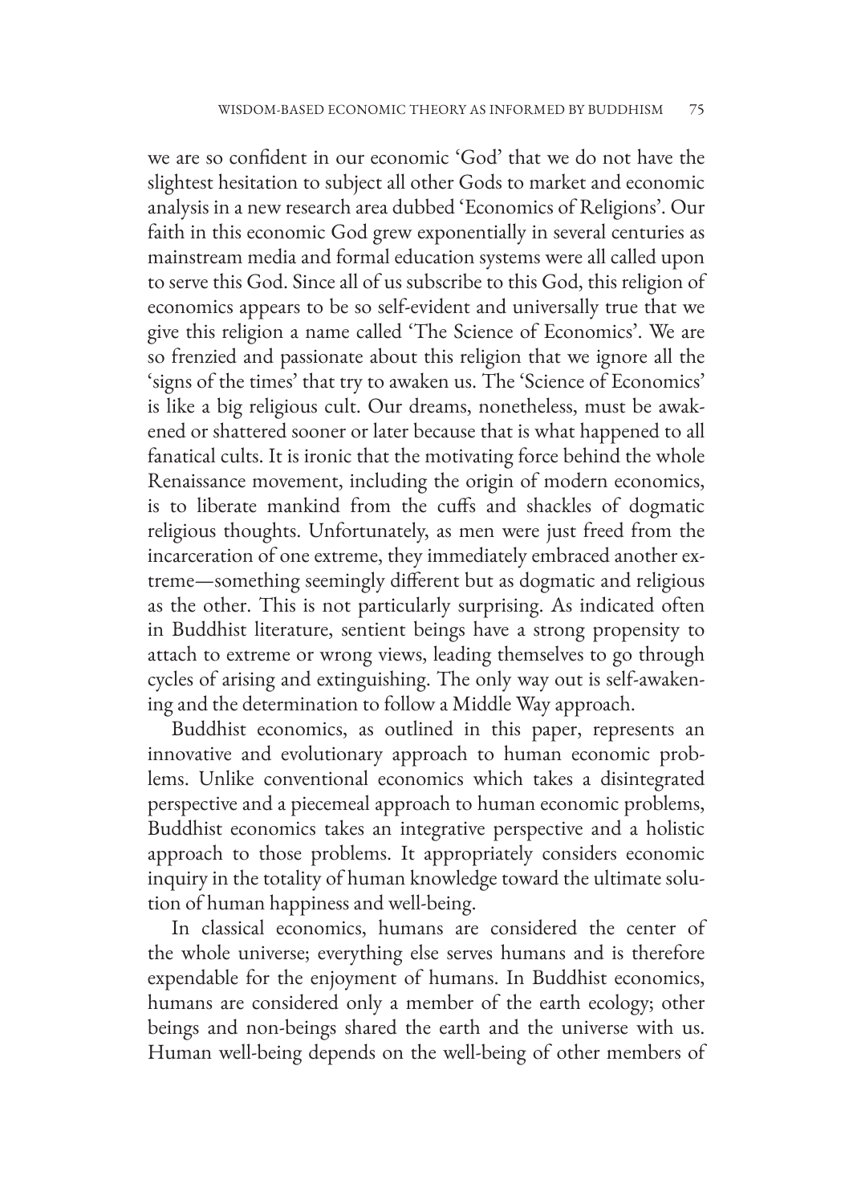we are so confident in our economic 'God' that we do not have the slightest hesitation to subject all other Gods to market and economic analysis in a new research area dubbed 'Economics of Religions'. Our faith in this economic God grew exponentially in several centuries as mainstream media and formal education systems were all called upon to serve this God. Since all of us subscribe to this God, this religion of economics appears to be so self-evident and universally true that we give this religion a name called 'The Science of Economics'. We are so frenzied and passionate about this religion that we ignore all the 'signs of the times' that try to awaken us. The 'Science of Economics' is like a big religious cult. Our dreams, nonetheless, must be awakened or shattered sooner or later because that is what happened to all fanatical cults. It is ironic that the motivating force behind the whole Renaissance movement, including the origin of modern economics, is to liberate mankind from the cuffs and shackles of dogmatic religious thoughts. Unfortunately, as men were just freed from the incarceration of one extreme, they immediately embraced another extreme—something seemingly different but as dogmatic and religious as the other. This is not particularly surprising. As indicated often in Buddhist literature, sentient beings have a strong propensity to attach to extreme or wrong views, leading themselves to go through cycles of arising and extinguishing. The only way out is self-awakening and the determination to follow a Middle Way approach.

Buddhist economics, as outlined in this paper, represents an innovative and evolutionary approach to human economic problems. Unlike conventional economics which takes a disintegrated perspective and a piecemeal approach to human economic problems, Buddhist economics takes an integrative perspective and a holistic approach to those problems. It appropriately considers economic inquiry in the totality of human knowledge toward the ultimate solution of human happiness and well-being.

In classical economics, humans are considered the center of the whole universe; everything else serves humans and is therefore expendable for the enjoyment of humans. In Buddhist economics, humans are considered only a member of the earth ecology; other beings and non-beings shared the earth and the universe with us. Human well-being depends on the well-being of other members of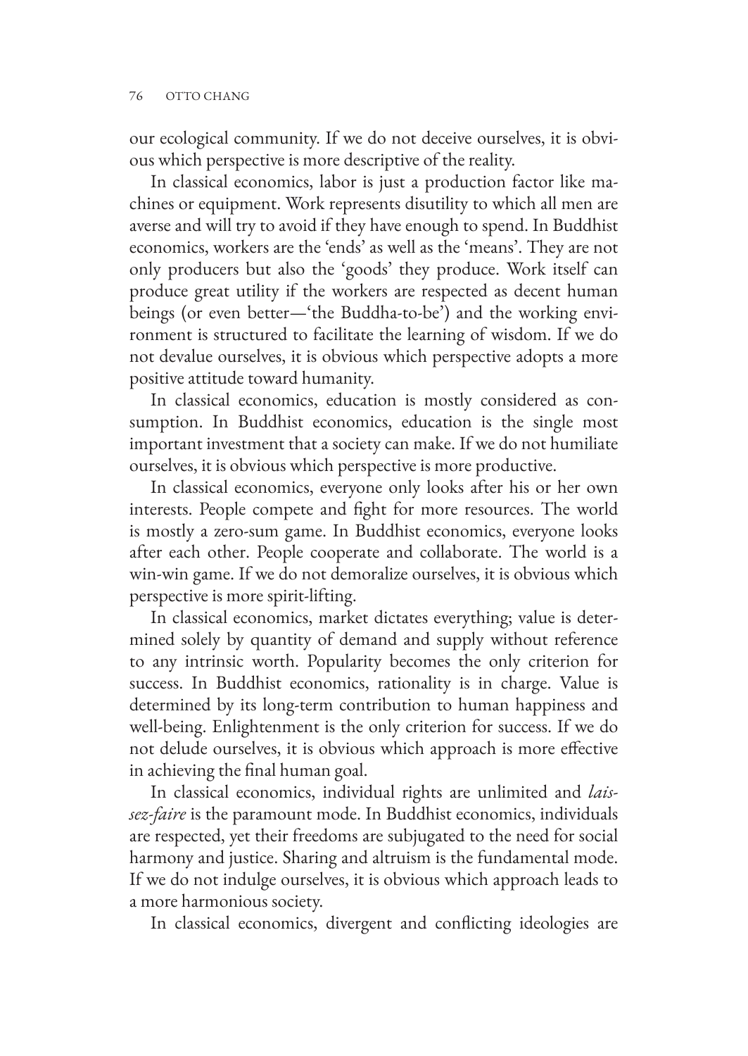our ecological community. If we do not deceive ourselves, it is obvious which perspective is more descriptive of the reality.

In classical economics, labor is just a production factor like machines or equipment. Work represents disutility to which all men are averse and will try to avoid if they have enough to spend. In Buddhist economics, workers are the 'ends' as well as the 'means'. They are not only producers but also the 'goods' they produce. Work itself can produce great utility if the workers are respected as decent human beings (or even better—'the Buddha-to-be') and the working environment is structured to facilitate the learning of wisdom. If we do not devalue ourselves, it is obvious which perspective adopts a more positive attitude toward humanity.

In classical economics, education is mostly considered as consumption. In Buddhist economics, education is the single most important investment that a society can make. If we do not humiliate ourselves, it is obvious which perspective is more productive.

In classical economics, everyone only looks after his or her own interests. People compete and fight for more resources. The world is mostly a zero-sum game. In Buddhist economics, everyone looks after each other. People cooperate and collaborate. The world is a win-win game. If we do not demoralize ourselves, it is obvious which perspective is more spirit-lifting.

In classical economics, market dictates everything; value is determined solely by quantity of demand and supply without reference to any intrinsic worth. Popularity becomes the only criterion for success. In Buddhist economics, rationality is in charge. Value is determined by its long-term contribution to human happiness and well-being. Enlightenment is the only criterion for success. If we do not delude ourselves, it is obvious which approach is more effective in achieving the final human goal.

In classical economics, individual rights are unlimited and *laissez-faire* is the paramount mode. In Buddhist economics, individuals are respected, yet their freedoms are subjugated to the need for social harmony and justice. Sharing and altruism is the fundamental mode. If we do not indulge ourselves, it is obvious which approach leads to a more harmonious society.

In classical economics, divergent and conflicting ideologies are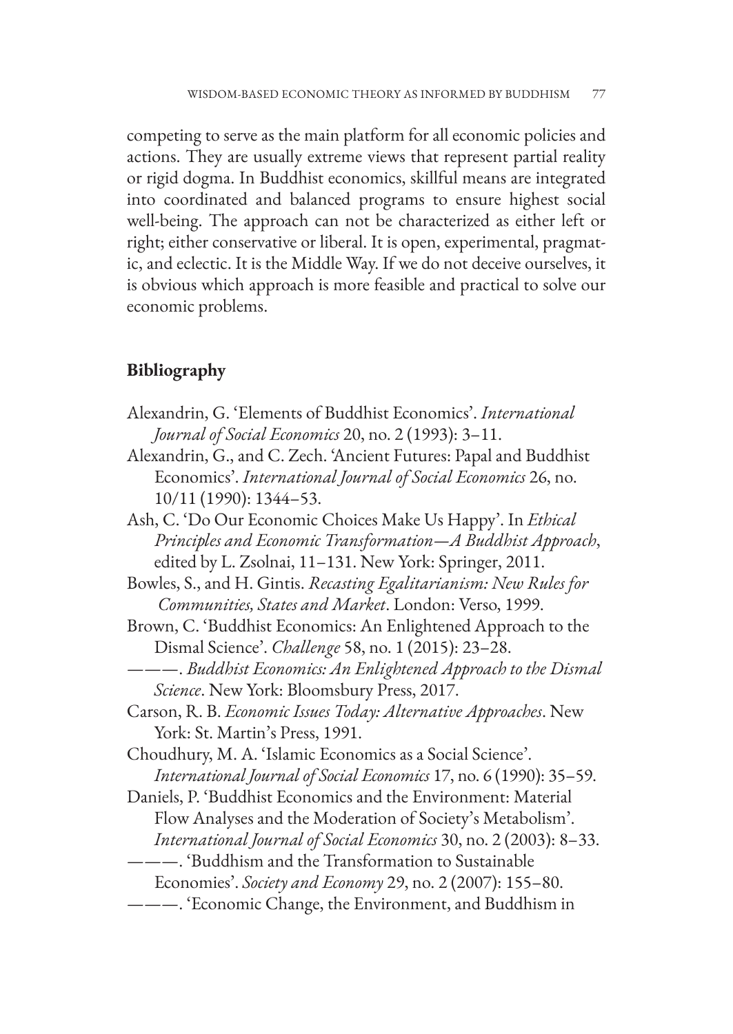competing to serve as the main platform for all economic policies and actions. They are usually extreme views that represent partial reality or rigid dogma. In Buddhist economics, skillful means are integrated into coordinated and balanced programs to ensure highest social well-being. The approach can not be characterized as either left or right; either conservative or liberal. It is open, experimental, pragmatic, and eclectic. It is the Middle Way. If we do not deceive ourselves, it is obvious which approach is more feasible and practical to solve our economic problems.

## Bibliography

Alexandrin, G. 'Elements of Buddhist Economics'. *International Journal of Social Economics* 20, no. 2 (1993): 3–11.

Alexandrin, G., and C. Zech. 'Ancient Futures: Papal and Buddhist Economics'. *International Journal of Social Economics* 26, no. 10/11 (1990): 1344–53.

Ash, C. 'Do Our Economic Choices Make Us Happy'. In *Ethical Principles and Economic Transformation—A Buddhist Approach*, edited by L. Zsolnai, 11–131. New York: Springer, 2011.

Bowles, S., and H. Gintis. *Recasting Egalitarianism: New Rules for Communities, States and Market*. London: Verso, 1999.

Brown, C. 'Buddhist Economics: An Enlightened Approach to the Dismal Science'. *Challenge* 58, no. 1 (2015): 23–28.

———. *Buddhist Economics: An Enlightened Approach to the Dismal Science*. New York: Bloomsbury Press, 2017.

Carson, R. B. *Economic Issues Today: Alternative Approaches*. New York: St. Martin's Press, 1991.

Choudhury, M. A. 'Islamic Economics as a Social Science'. *International Journal of Social Economics* 17, no. 6 (1990): 35–59.

Daniels, P. 'Buddhist Economics and the Environment: Material Flow Analyses and the Moderation of Society's Metabolism'. *International Journal of Social Economics* 30, no. 2 (2003): 8–33.

———. 'Buddhism and the Transformation to Sustainable Economies'. *Society and Economy* 29, no. 2 (2007): 155–80.

———. 'Economic Change, the Environment, and Buddhism in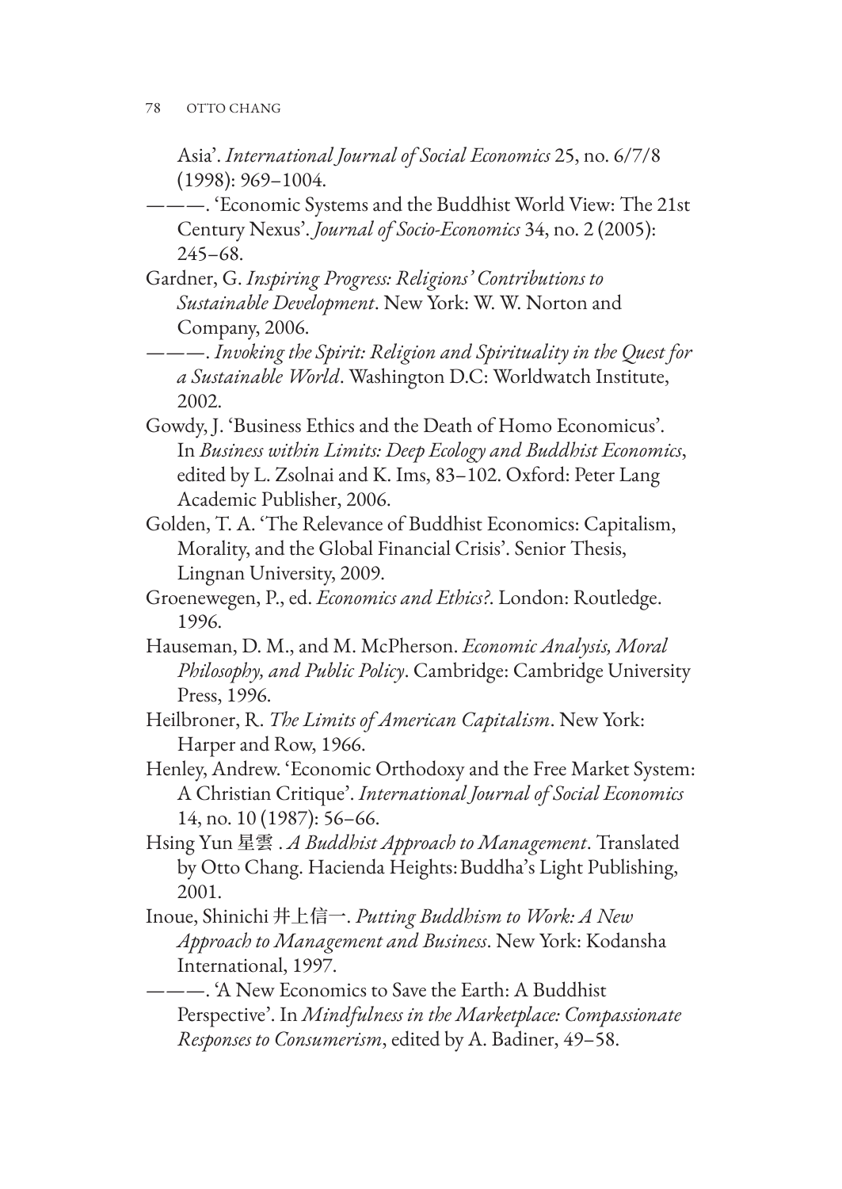Asia'. *International Journal of Social Economics* 25, no. 6/7/8 (1998): 969–1004.

———. 'Economic Systems and the Buddhist World View: The 21st Century Nexus'. *Journal of Socio-Economics* 34, no. 2 (2005): 245–68.

Gardner, G. *Inspiring Progress: Religions' Contributions to Sustainable Development*. New York: W. W. Norton and Company, 2006.

———. *Invoking the Spirit: Religion and Spirituality in the Quest for a Sustainable World*. Washington D.C: Worldwatch Institute, 2002.

Gowdy, J. 'Business Ethics and the Death of Homo Economicus'. In *Business within Limits: Deep Ecology and Buddhist Economics*, edited by L. Zsolnai and K. Ims, 83–102. Oxford: Peter Lang Academic Publisher, 2006.

Golden, T. A. 'The Relevance of Buddhist Economics: Capitalism, Morality, and the Global Financial Crisis'. Senior Thesis, Lingnan University, 2009.

Groenewegen, P., ed. *Economics and Ethics?*. London: Routledge. 1996.

Hauseman, D. M., and M. McPherson. *Economic Analysis, Moral Philosophy, and Public Policy*. Cambridge: Cambridge University Press, 1996.

Heilbroner, R. *The Limits of American Capitalism*. New York: Harper and Row, 1966.

Henley, Andrew. 'Economic Orthodoxy and the Free Market System: A Christian Critique'. *International Journal of Social Economics* 14, no. 10 (1987): 56–66.

Hsing Yun 星雲 . *A Buddhist Approach to Management*. Translated by Otto Chang. Hacienda Heights: Buddha's Light Publishing, 2001.

Inoue, Shinichi 井上信一. *Putting Buddhism to Work: A New Approach to Management and Business*. New York: Kodansha International, 1997.

———. 'A New Economics to Save the Earth: A Buddhist Perspective'. In *Mindfulness in the Marketplace: Compassionate Responses to Consumerism*, edited by A. Badiner, 49–58.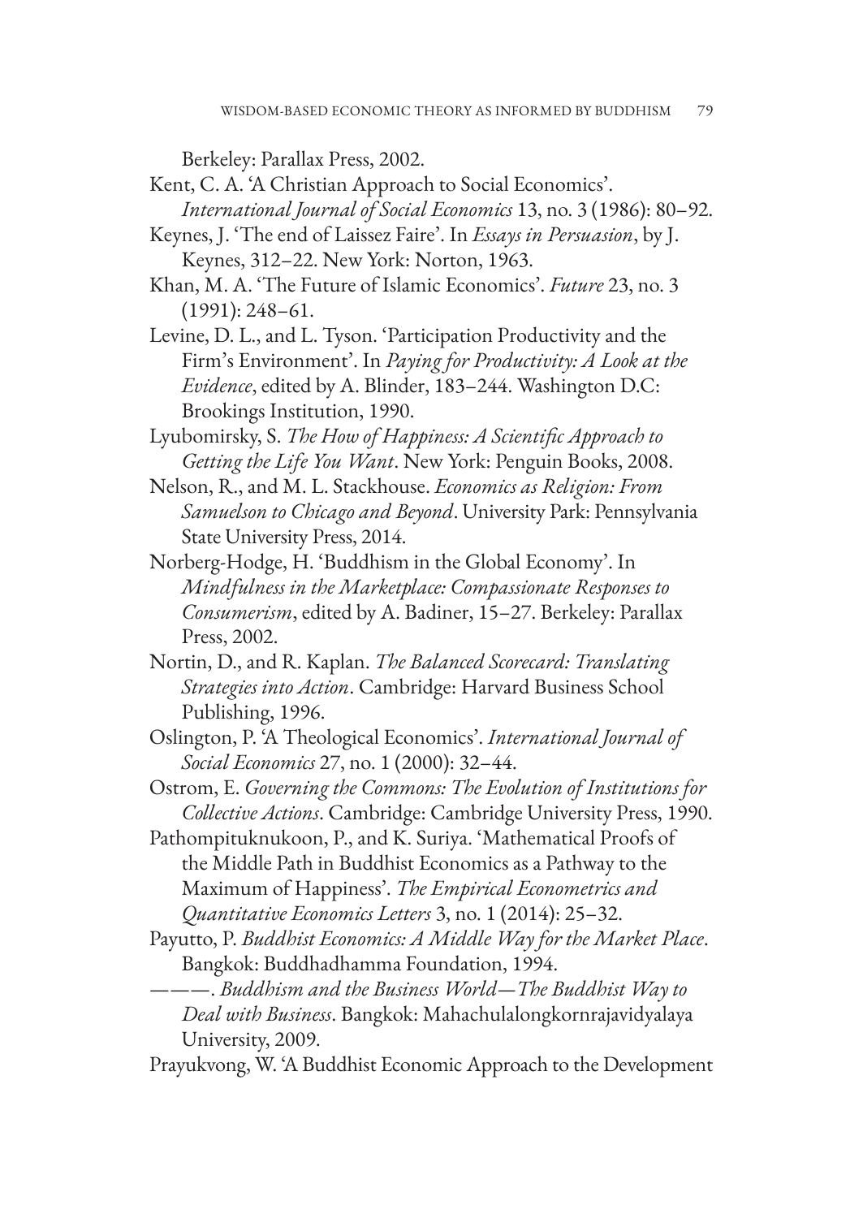Berkeley: Parallax Press, 2002.

Kent, C. A. 'A Christian Approach to Social Economics'. *International Journal of Social Economics* 13, no. 3 (1986): 80–92.

Keynes, J. 'The end of Laissez Faire'. In *Essays in Persuasion*, by J. Keynes, 312–22. New York: Norton, 1963.

Khan, M. A. 'The Future of Islamic Economics'. *Future* 23, no. 3 (1991): 248–61.

Levine, D. L., and L. Tyson. 'Participation Productivity and the Firm's Environment'. In *Paying for Productivity: A Look at the Evidence*, edited by A. Blinder, 183–244. Washington D.C: Brookings Institution, 1990.

Lyubomirsky, S. *The How of Happiness: A Scientific Approach to Getting the Life You Want*. New York: Penguin Books, 2008.

Nelson, R., and M. L. Stackhouse. *Economics as Religion: From Samuelson to Chicago and Beyond*. University Park: Pennsylvania State University Press, 2014.

Norberg-Hodge, H. 'Buddhism in the Global Economy'. In *Mindfulness in the Marketplace: Compassionate Responses to Consumerism*, edited by A. Badiner, 15–27. Berkeley: Parallax Press, 2002.

Nortin, D., and R. Kaplan. *The Balanced Scorecard: Translating Strategies into Action*. Cambridge: Harvard Business School Publishing, 1996.

Oslington, P. 'A Theological Economics'. *International Journal of Social Economics* 27, no. 1 (2000): 32–44.

Ostrom, E. *Governing the Commons: The Evolution of Institutions for Collective Actions*. Cambridge: Cambridge University Press, 1990.

Pathompituknukoon, P., and K. Suriya. 'Mathematical Proofs of the Middle Path in Buddhist Economics as a Pathway to the Maximum of Happiness'. *The Empirical Econometrics and Quantitative Economics Letters* 3, no. 1 (2014): 25–32.

Payutto, P. *Buddhist Economics: A Middle Way for the Market Place*. Bangkok: Buddhadhamma Foundation, 1994.

———. *Buddhism and the Business World—The Buddhist Way to Deal with Business*. Bangkok: Mahachulalongkornrajavidyalaya University, 2009.

Prayukvong, W. 'A Buddhist Economic Approach to the Development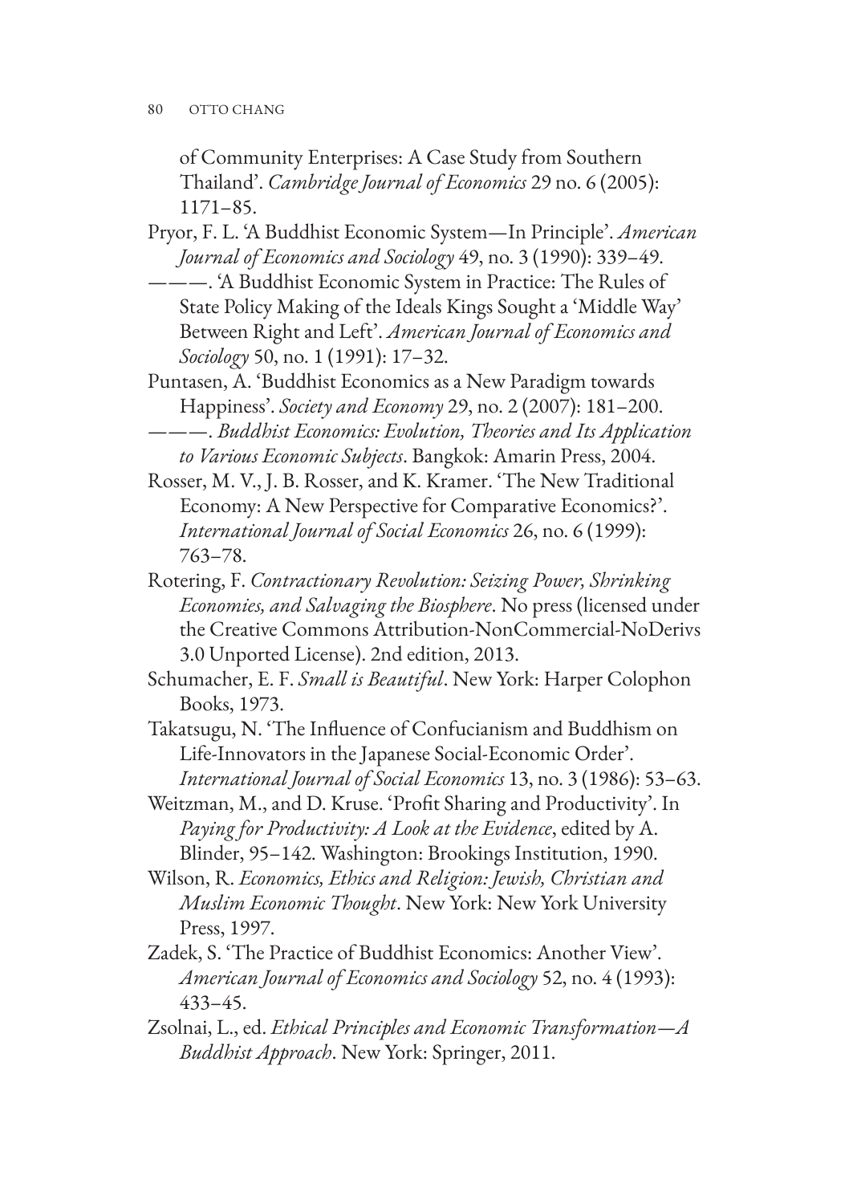of Community Enterprises: A Case Study from Southern Thailand'. *Cambridge Journal of Economics* 29 no. 6 (2005): 1171–85.

Pryor, F. L. 'A Buddhist Economic System—In Principle'. *American Journal of Economics and Sociology* 49, no. 3 (1990): 339–49.

———. 'A Buddhist Economic System in Practice: The Rules of State Policy Making of the Ideals Kings Sought a 'Middle Way' Between Right and Left'. *American Journal of Economics and Sociology* 50, no. 1 (1991): 17–32.

Puntasen, A. 'Buddhist Economics as a New Paradigm towards Happiness'. *Society and Economy* 29, no. 2 (2007): 181–200.

———. *Buddhist Economics: Evolution, Theories and Its Application to Various Economic Subjects*. Bangkok: Amarin Press, 2004.

Rosser, M. V., J. B. Rosser, and K. Kramer. 'The New Traditional Economy: A New Perspective for Comparative Economics?'. *International Journal of Social Economics* 26, no. 6 (1999): 763–78.

Rotering, F. *Contractionary Revolution: Seizing Power, Shrinking Economies, and Salvaging the Biosphere*. No press (licensed under the Creative Commons Attribution-NonCommercial-NoDerivs 3.0 Unported License). 2nd edition, 2013.

Schumacher, E. F. *Small is Beautiful*. New York: Harper Colophon Books, 1973.

Takatsugu, N. 'The Influence of Confucianism and Buddhism on Life-Innovators in the Japanese Social-Economic Order'. *International Journal of Social Economics* 13, no. 3 (1986): 53–63.

Weitzman, M., and D. Kruse. 'Profit Sharing and Productivity'. In *Paying for Productivity: A Look at the Evidence*, edited by A. Blinder, 95–142. Washington: Brookings Institution, 1990.

Wilson, R. *Economics, Ethics and Religion: Jewish, Christian and Muslim Economic Thought*. New York: New York University Press, 1997.

Zadek, S. 'The Practice of Buddhist Economics: Another View'. *American Journal of Economics and Sociology* 52, no. 4 (1993): 433–45.

Zsolnai, L., ed. *Ethical Principles and Economic Transformation—A Buddhist Approach*. New York: Springer, 2011.